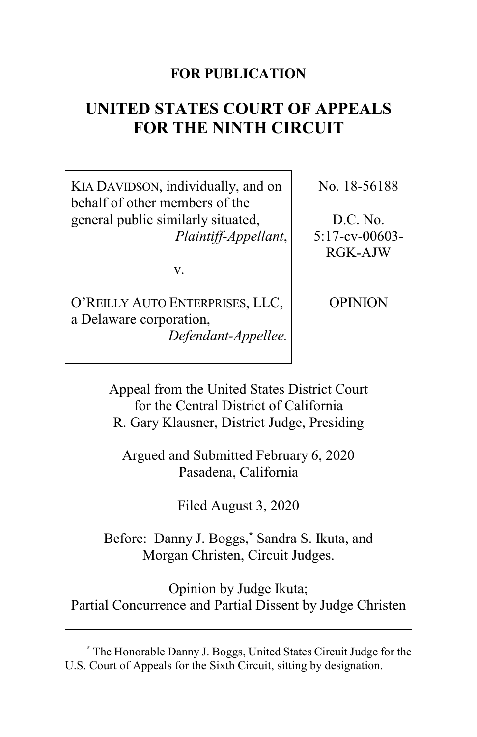**FOR PUBLICATION**

# UNITED STATES COURT OF APPEALS FOR THE NINTH CIRCUIT

| | |
|---|---|
| KIA DAVIDSON, individually, and on behalf of other members of the general public similarly situated, *Plaintiff-Appellant*, v. O'REILLY AUTO ENTERPRISES, LLC, a Delaware corporation, *Defendant-Appellee.* | No. 18-56188 D.C. No. 5:17-cv-00603-RGK-AJW OPINION |

Appeal from the United States District Court for the Central District of California
R. Gary Klausner, District Judge, Presiding

Argued and Submitted February 6, 2020
Pasadena, California

Filed August 3, 2020

Before: Danny J. Boggs,* Sandra S. Ikuta, and Morgan Christen, Circuit Judges.

Opinion by Judge Ikuta;
Partial Concurrence and Partial Dissent by Judge Christen

---

* The Honorable Danny J. Boggs, United States Circuit Judge for the U.S. Court of Appeals for the Sixth Circuit, sitting by designation.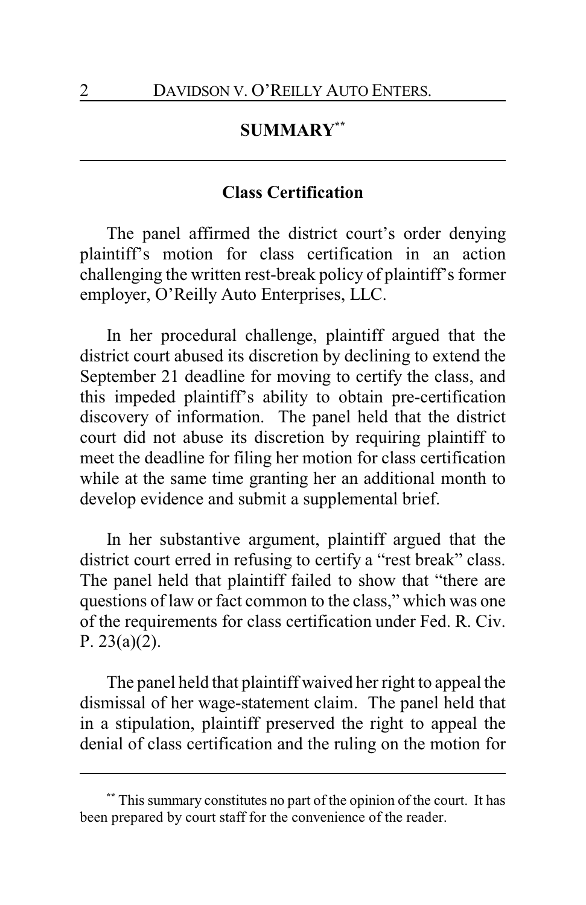## SUMMARY[**]

### Class Certification

The panel affirmed the district court's order denying plaintiff's motion for class certification in an action challenging the written rest-break policy of plaintiff's former employer, O'Reilly Auto Enterprises, LLC.

In her procedural challenge, plaintiff argued that the district court abused its discretion by declining to extend the September 21 deadline for moving to certify the class, and this impeded plaintiff's ability to obtain pre-certification discovery of information. The panel held that the district court did not abuse its discretion by requiring plaintiff to meet the deadline for filing her motion for class certification while at the same time granting her an additional month to develop evidence and submit a supplemental brief.

In her substantive argument, plaintiff argued that the district court erred in refusing to certify a "rest break" class. The panel held that plaintiff failed to show that "there are questions of law or fact common to the class," which was one of the requirements for class certification under Fed. R. Civ. P. 23(a)(2).

The panel held that plaintiff waived her right to appeal the dismissal of her wage-statement claim. The panel held that in a stipulation, plaintiff preserved the right to appeal the denial of class certification and the ruling on the motion for

[**] This summary constitutes no part of the opinion of the court. It has been prepared by court staff for the convenience of the reader.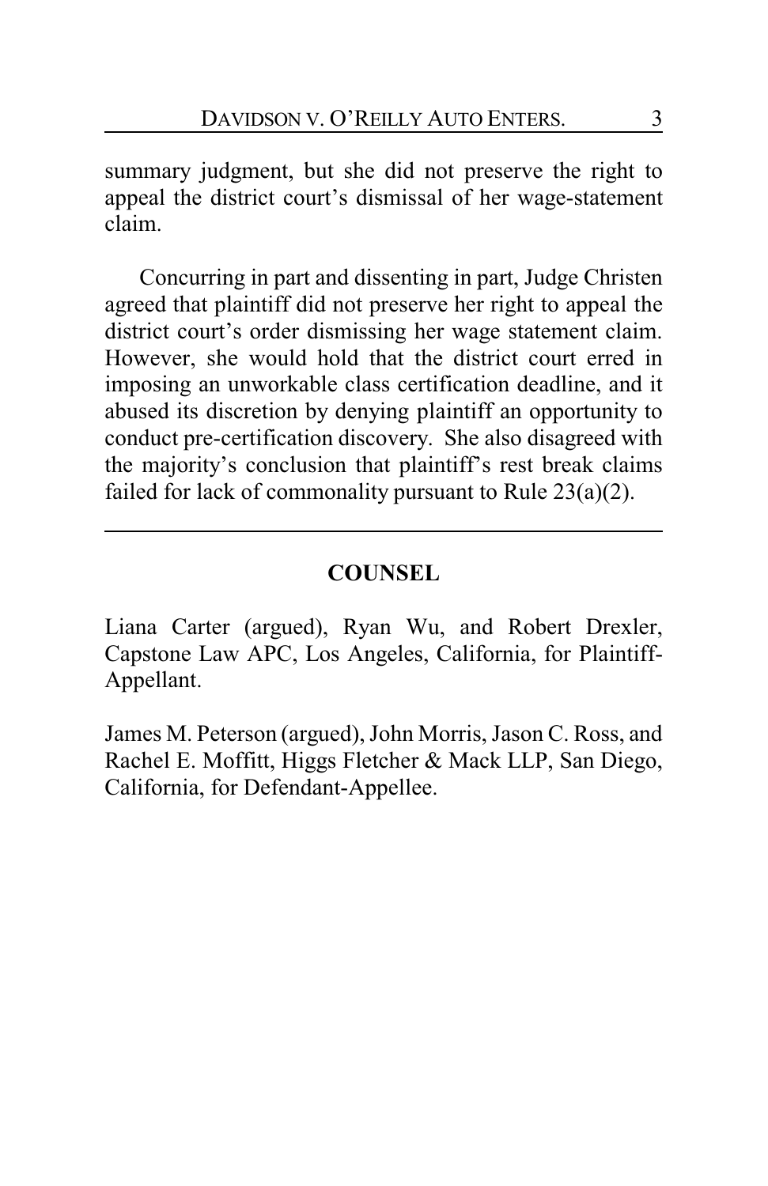summary judgment, but she did not preserve the right to appeal the district court's dismissal of her wage-statement claim.

Concurring in part and dissenting in part, Judge Christen agreed that plaintiff did not preserve her right to appeal the district court's order dismissing her wage statement claim. However, she would hold that the district court erred in imposing an unworkable class certification deadline, and it abused its discretion by denying plaintiff an opportunity to conduct pre-certification discovery. She also disagreed with the majority's conclusion that plaintiff's rest break claims failed for lack of commonality pursuant to Rule 23(a)(2).

## COUNSEL

Liana Carter (argued), Ryan Wu, and Robert Drexler, Capstone Law APC, Los Angeles, California, for Plaintiff-Appellant.

James M. Peterson (argued), John Morris, Jason C. Ross, and Rachel E. Moffitt, Higgs Fletcher & Mack LLP, San Diego, California, for Defendant-Appellee.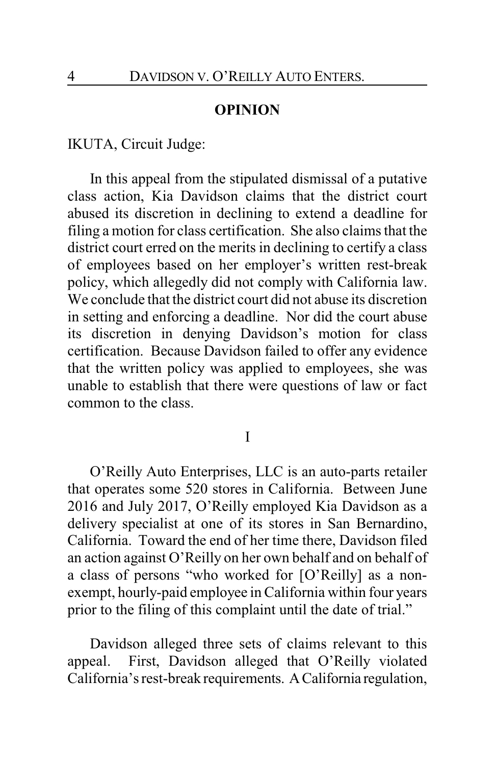## OPINION

IKUTA, Circuit Judge:

In this appeal from the stipulated dismissal of a putative class action, Kia Davidson claims that the district court abused its discretion in declining to extend a deadline for filing a motion for class certification. She also claims that the district court erred on the merits in declining to certify a class of employees based on her employer's written rest-break policy, which allegedly did not comply with California law. We conclude that the district court did not abuse its discretion in setting and enforcing a deadline. Nor did the court abuse its discretion in denying Davidson's motion for class certification. Because Davidson failed to offer any evidence that the written policy was applied to employees, she was unable to establish that there were questions of law or fact common to the class.

### I

O'Reilly Auto Enterprises, LLC is an auto-parts retailer that operates some 520 stores in California. Between June 2016 and July 2017, O'Reilly employed Kia Davidson as a delivery specialist at one of its stores in San Bernardino, California. Toward the end of her time there, Davidson filed an action against O'Reilly on her own behalf and on behalf of a class of persons "who worked for [O'Reilly] as a non-exempt, hourly-paid employee in California within four years prior to the filing of this complaint until the date of trial."

Davidson alleged three sets of claims relevant to this appeal. First, Davidson alleged that O'Reilly violated California's rest-break requirements. A California regulation,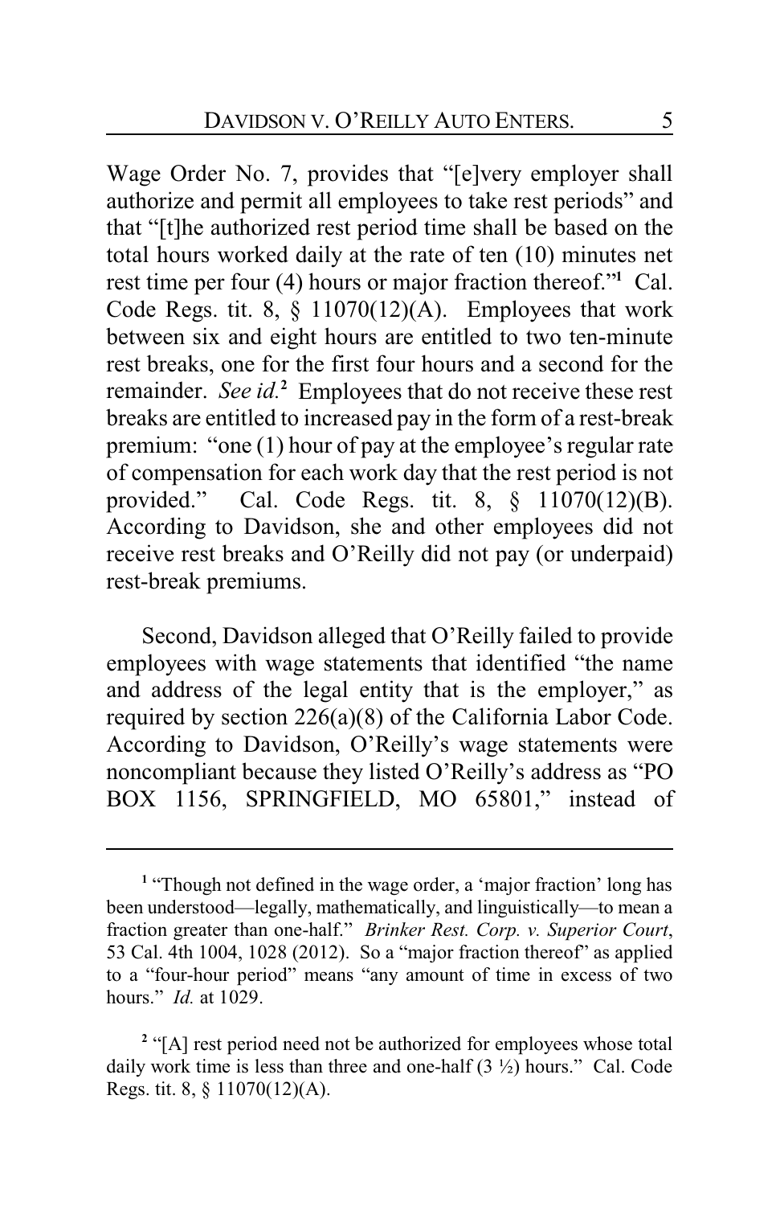Wage Order No. 7, provides that "[e]very employer shall authorize and permit all employees to take rest periods" and that "[t]he authorized rest period time shall be based on the total hours worked daily at the rate of ten (10) minutes net rest time per four (4) hours or major fraction thereof."[1] Cal. Code Regs. tit. 8, § 11070(12)(A). Employees that work between six and eight hours are entitled to two ten-minute rest breaks, one for the first four hours and a second for the remainder. *See id.*[2] Employees that do not receive these rest breaks are entitled to increased pay in the form of a rest-break premium: "one (1) hour of pay at the employee's regular rate of compensation for each work day that the rest period is not provided." Cal. Code Regs. tit. 8, § 11070(12)(B). According to Davidson, she and other employees did not receive rest breaks and O'Reilly did not pay (or underpaid) rest-break premiums.

Second, Davidson alleged that O'Reilly failed to provide employees with wage statements that identified "the name and address of the legal entity that is the employer," as required by section 226(a)(8) of the California Labor Code. According to Davidson, O'Reilly's wage statements were noncompliant because they listed O'Reilly's address as "PO BOX 1156, SPRINGFIELD, MO 65801," instead of

---

[1] "Though not defined in the wage order, a 'major fraction' long has been understood—legally, mathematically, and linguistically—to mean a fraction greater than one-half." *Brinker Rest. Corp. v. Superior Court*, 53 Cal. 4th 1004, 1028 (2012). So a "major fraction thereof" as applied to a "four-hour period" means "any amount of time in excess of two hours." *Id.* at 1029.

[2] "[A] rest period need not be authorized for employees whose total daily work time is less than three and one-half (3 ½) hours." Cal. Code Regs. tit. 8, § 11070(12)(A).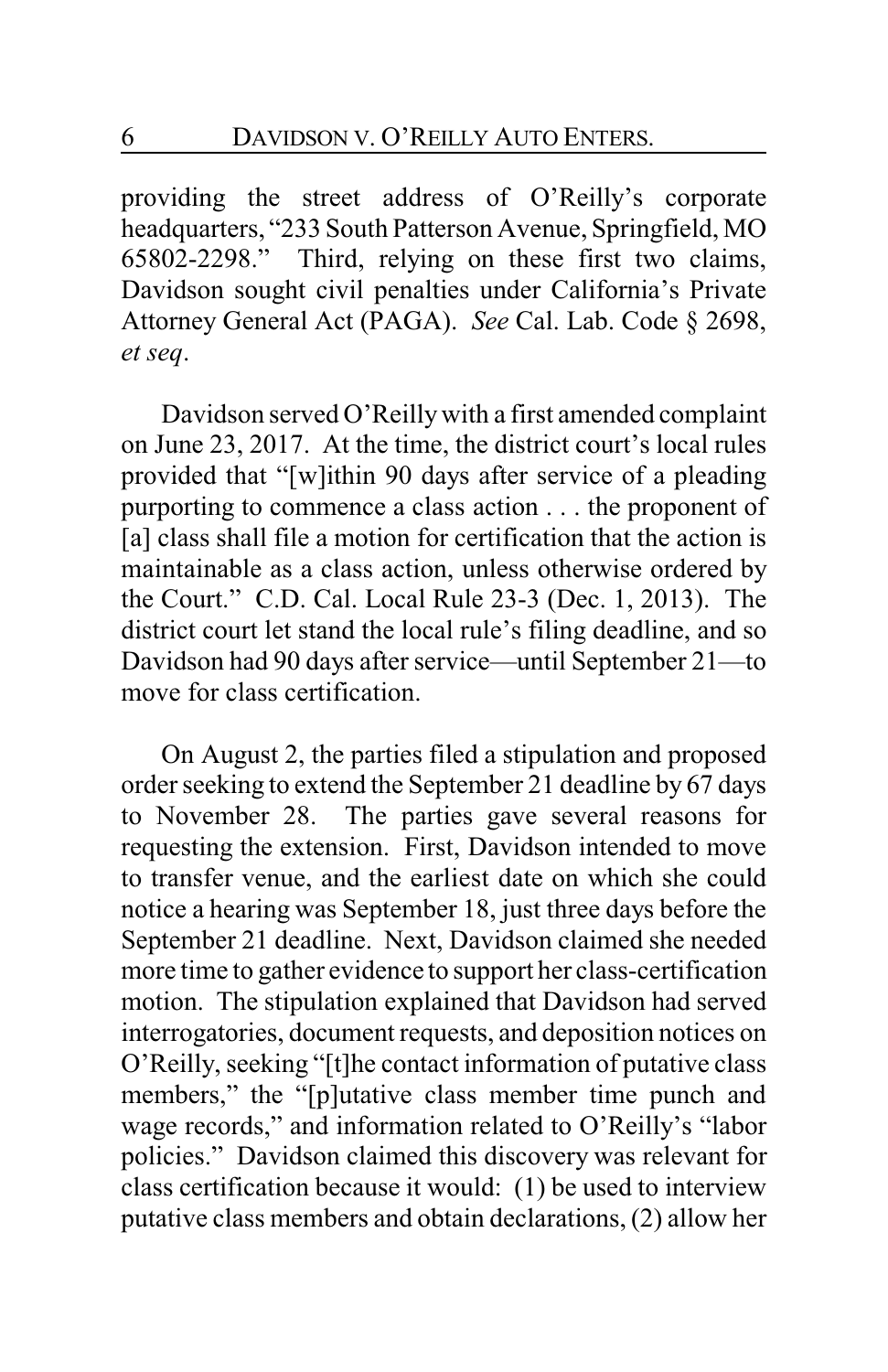providing the street address of O'Reilly's corporate headquarters, "233 South Patterson Avenue, Springfield, MO 65802-2298." Third, relying on these first two claims, Davidson sought civil penalties under California's Private Attorney General Act (PAGA). *See* Cal. Lab. Code § 2698, *et seq*.

Davidson served O'Reilly with a first amended complaint on June 23, 2017. At the time, the district court's local rules provided that "[w]ithin 90 days after service of a pleading purporting to commence a class action . . . the proponent of [a] class shall file a motion for certification that the action is maintainable as a class action, unless otherwise ordered by the Court." C.D. Cal. Local Rule 23-3 (Dec. 1, 2013). The district court let stand the local rule's filing deadline, and so Davidson had 90 days after service—until September 21—to move for class certification.

On August 2, the parties filed a stipulation and proposed order seeking to extend the September 21 deadline by 67 days to November 28. The parties gave several reasons for requesting the extension. First, Davidson intended to move to transfer venue, and the earliest date on which she could notice a hearing was September 18, just three days before the September 21 deadline. Next, Davidson claimed she needed more time to gather evidence to support her class-certification motion. The stipulation explained that Davidson had served interrogatories, document requests, and deposition notices on O'Reilly, seeking "[t]he contact information of putative class members," the "[p]utative class member time punch and wage records," and information related to O'Reilly's "labor policies." Davidson claimed this discovery was relevant for class certification because it would: (1) be used to interview putative class members and obtain declarations, (2) allow her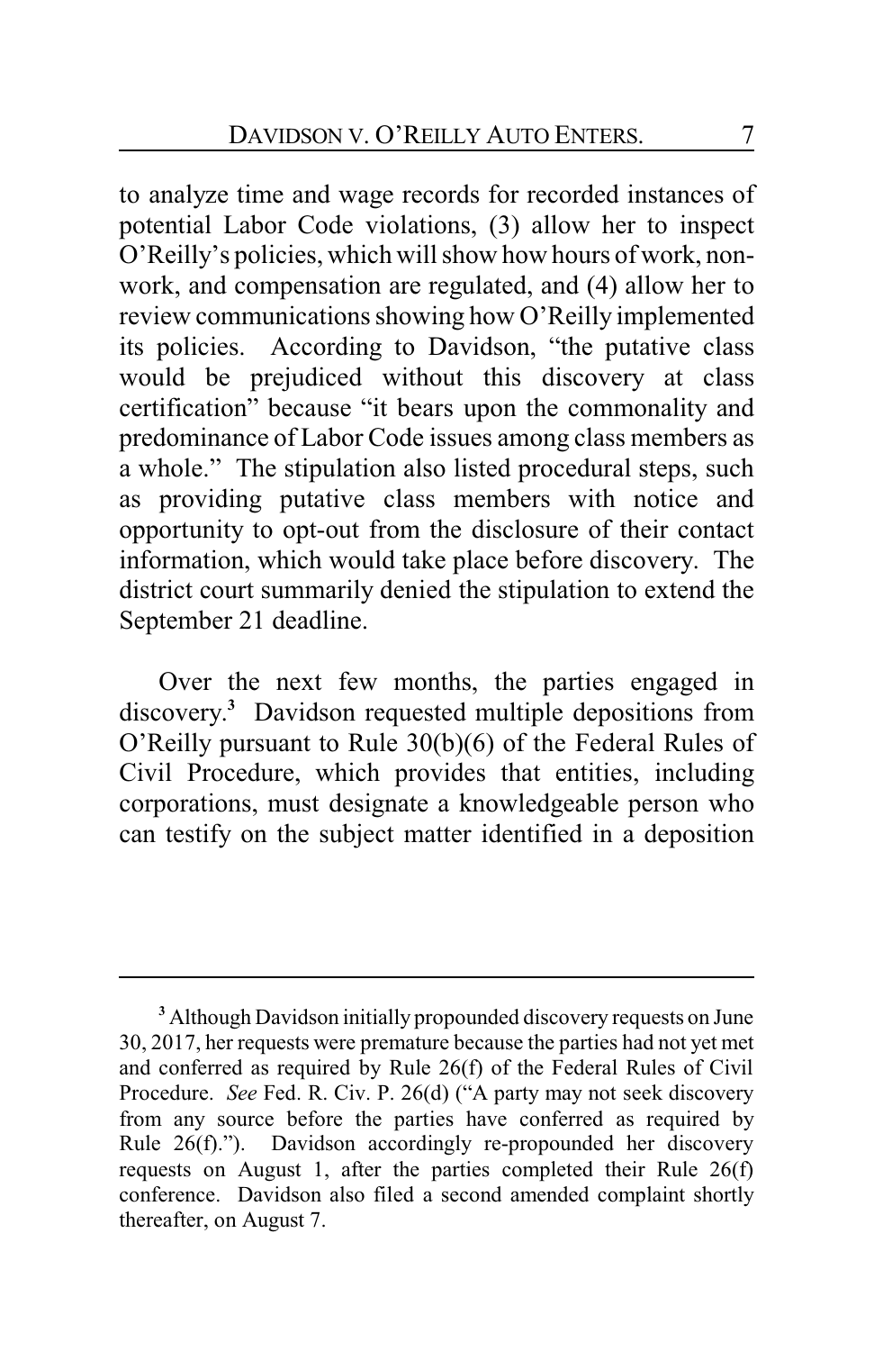to analyze time and wage records for recorded instances of potential Labor Code violations, (3) allow her to inspect O'Reilly's policies, which will show how hours of work, non-work, and compensation are regulated, and (4) allow her to review communications showing how O'Reilly implemented its policies. According to Davidson, "the putative class would be prejudiced without this discovery at class certification" because "it bears upon the commonality and predominance of Labor Code issues among class members as a whole." The stipulation also listed procedural steps, such as providing putative class members with notice and opportunity to opt-out from the disclosure of their contact information, which would take place before discovery. The district court summarily denied the stipulation to extend the September 21 deadline.

Over the next few months, the parties engaged in discovery.[3] Davidson requested multiple depositions from O'Reilly pursuant to Rule 30(b)(6) of the Federal Rules of Civil Procedure, which provides that entities, including corporations, must designate a knowledgeable person who can testify on the subject matter identified in a deposition

---

[3] Although Davidson initially propounded discovery requests on June 30, 2017, her requests were premature because the parties had not yet met and conferred as required by Rule 26(f) of the Federal Rules of Civil Procedure. *See* Fed. R. Civ. P. 26(d) ("A party may not seek discovery from any source before the parties have conferred as required by Rule 26(f)."). Davidson accordingly re-propounded her discovery requests on August 1, after the parties completed their Rule 26(f) conference. Davidson also filed a second amended complaint shortly thereafter, on August 7.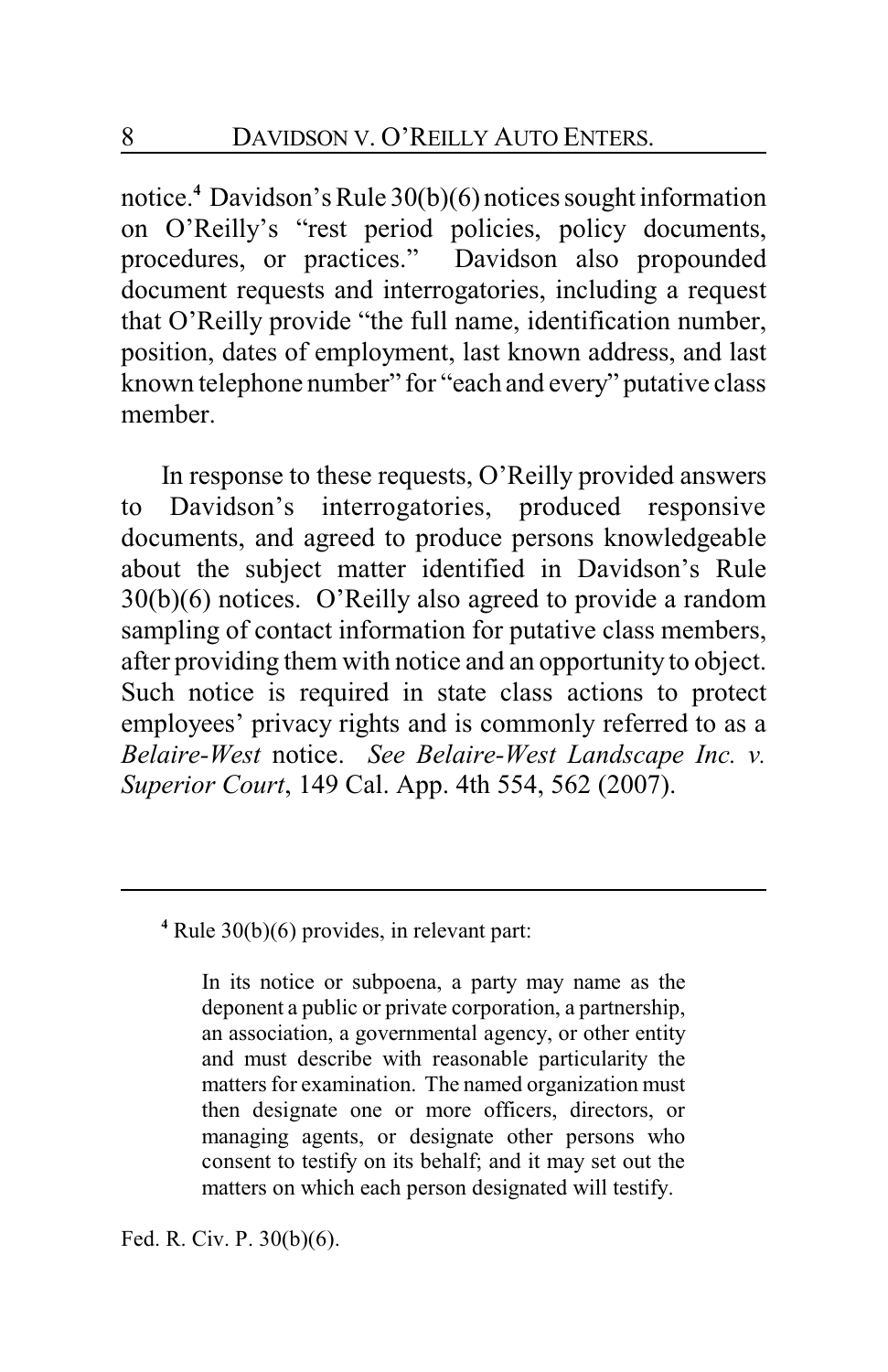notice.[4] Davidson's Rule 30(b)(6) notices sought information on O'Reilly's "rest period policies, policy documents, procedures, or practices." Davidson also propounded document requests and interrogatories, including a request that O'Reilly provide "the full name, identification number, position, dates of employment, last known address, and last known telephone number" for "each and every" putative class member.

In response to these requests, O'Reilly provided answers to Davidson's interrogatories, produced responsive documents, and agreed to produce persons knowledgeable about the subject matter identified in Davidson's Rule 30(b)(6) notices. O'Reilly also agreed to provide a random sampling of contact information for putative class members, after providing them with notice and an opportunity to object. Such notice is required in state class actions to protect employees' privacy rights and is commonly referred to as a *Belaire-West* notice. *See Belaire-West Landscape Inc. v. Superior Court*, 149 Cal. App. 4th 554, 562 (2007).

---

[4] Rule 30(b)(6) provides, in relevant part:

> In its notice or subpoena, a party may name as the deponent a public or private corporation, a partnership, an association, a governmental agency, or other entity and must describe with reasonable particularity the matters for examination. The named organization must then designate one or more officers, directors, or managing agents, or designate other persons who consent to testify on its behalf; and it may set out the matters on which each person designated will testify.

Fed. R. Civ. P. 30(b)(6).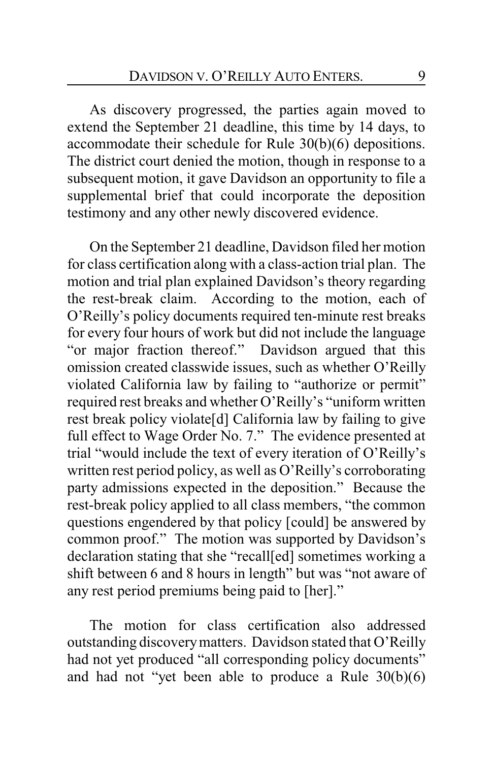As discovery progressed, the parties again moved to extend the September 21 deadline, this time by 14 days, to accommodate their schedule for Rule 30(b)(6) depositions. The district court denied the motion, though in response to a subsequent motion, it gave Davidson an opportunity to file a supplemental brief that could incorporate the deposition testimony and any other newly discovered evidence.

On the September 21 deadline, Davidson filed her motion for class certification along with a class-action trial plan. The motion and trial plan explained Davidson's theory regarding the rest-break claim. According to the motion, each of O'Reilly's policy documents required ten-minute rest breaks for every four hours of work but did not include the language "or major fraction thereof." Davidson argued that this omission created classwide issues, such as whether O'Reilly violated California law by failing to "authorize or permit" required rest breaks and whether O'Reilly's "uniform written rest break policy violate[d] California law by failing to give full effect to Wage Order No. 7." The evidence presented at trial "would include the text of every iteration of O'Reilly's written rest period policy, as well as O'Reilly's corroborating party admissions expected in the deposition." Because the rest-break policy applied to all class members, "the common questions engendered by that policy [could] be answered by common proof." The motion was supported by Davidson's declaration stating that she "recall[ed] sometimes working a shift between 6 and 8 hours in length" but was "not aware of any rest period premiums being paid to [her]."

The motion for class certification also addressed outstanding discovery matters. Davidson stated that O'Reilly had not yet produced "all corresponding policy documents" and had not "yet been able to produce a Rule 30(b)(6)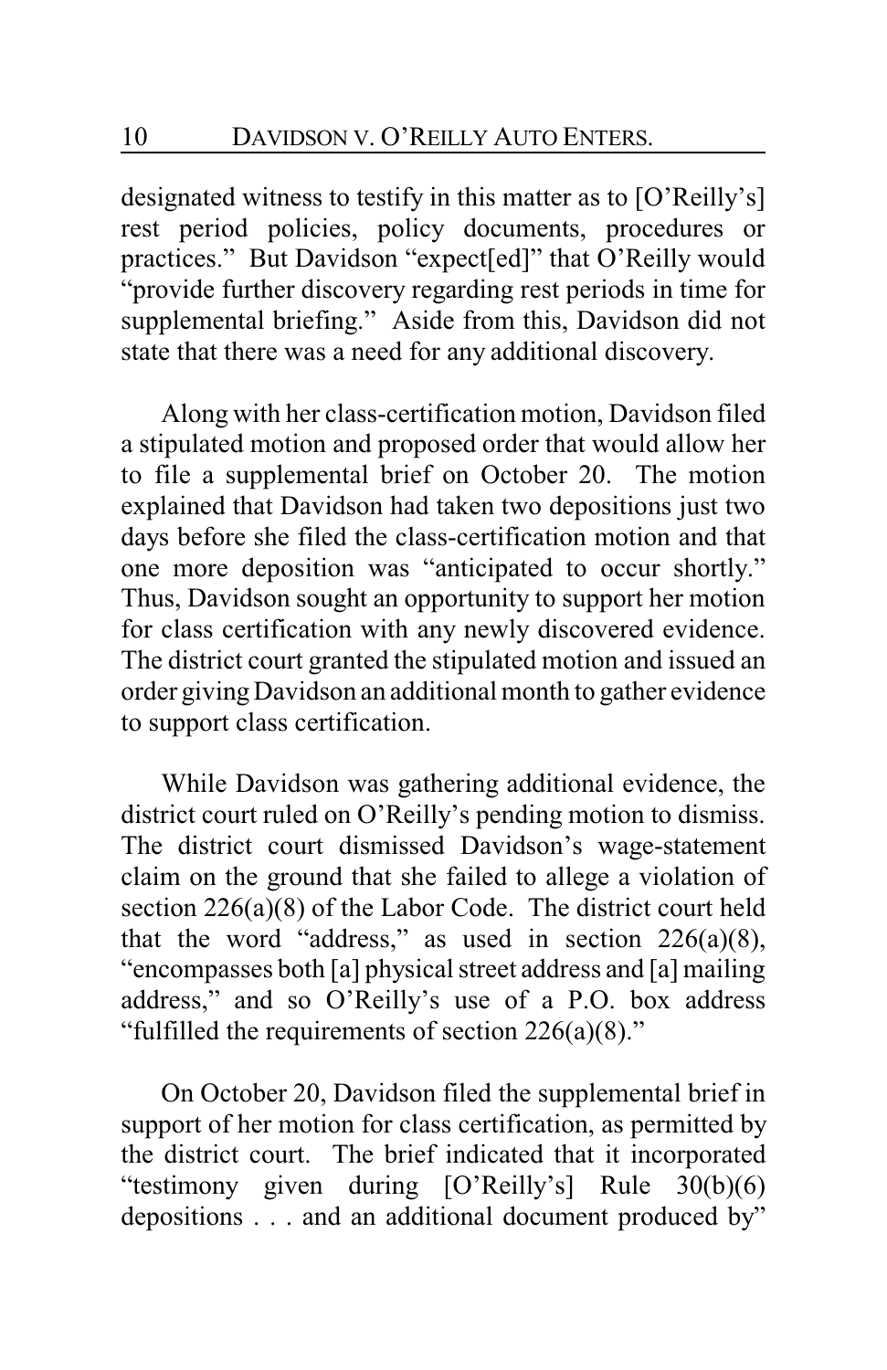designated witness to testify in this matter as to [O'Reilly's] rest period policies, policy documents, procedures or practices." But Davidson "expect[ed]" that O'Reilly would "provide further discovery regarding rest periods in time for supplemental briefing." Aside from this, Davidson did not state that there was a need for any additional discovery.

Along with her class-certification motion, Davidson filed a stipulated motion and proposed order that would allow her to file a supplemental brief on October 20. The motion explained that Davidson had taken two depositions just two days before she filed the class-certification motion and that one more deposition was "anticipated to occur shortly." Thus, Davidson sought an opportunity to support her motion for class certification with any newly discovered evidence. The district court granted the stipulated motion and issued an order giving Davidson an additional month to gather evidence to support class certification.

While Davidson was gathering additional evidence, the district court ruled on O'Reilly's pending motion to dismiss. The district court dismissed Davidson's wage-statement claim on the ground that she failed to allege a violation of section 226(a)(8) of the Labor Code. The district court held that the word "address," as used in section 226(a)(8), "encompasses both [a] physical street address and [a] mailing address," and so O'Reilly's use of a P.O. box address "fulfilled the requirements of section 226(a)(8)."

On October 20, Davidson filed the supplemental brief in support of her motion for class certification, as permitted by the district court. The brief indicated that it incorporated "testimony given during [O'Reilly's] Rule 30(b)(6) depositions . . . and an additional document produced by"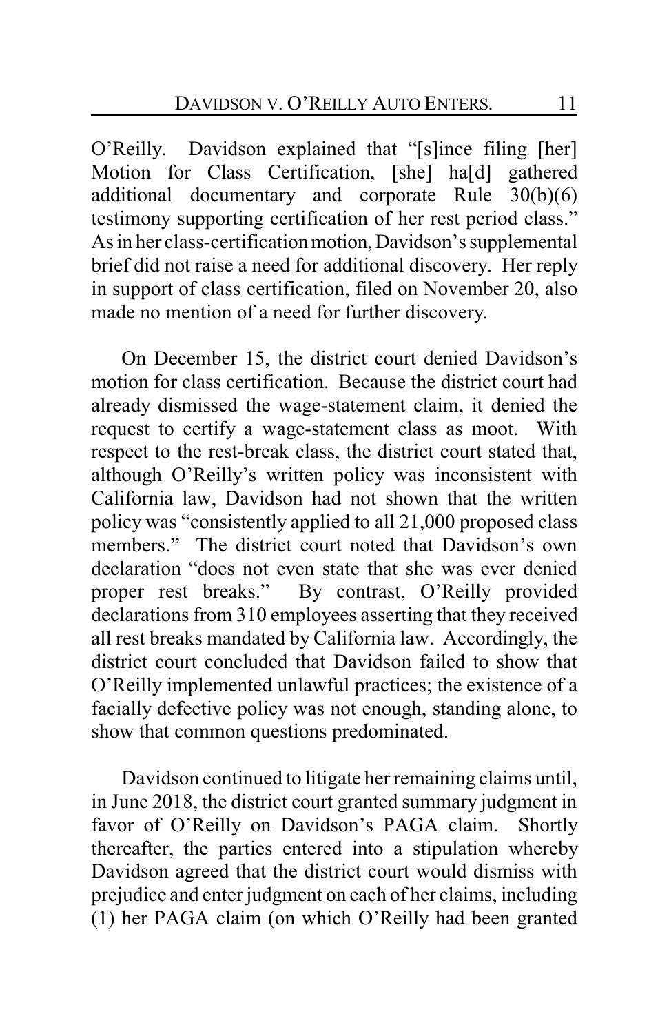O'Reilly. Davidson explained that "[s]ince filing [her] Motion for Class Certification, [she] ha[d] gathered additional documentary and corporate Rule 30(b)(6) testimony supporting certification of her rest period class." As in her class-certification motion, Davidson's supplemental brief did not raise a need for additional discovery. Her reply in support of class certification, filed on November 20, also made no mention of a need for further discovery.

On December 15, the district court denied Davidson's motion for class certification. Because the district court had already dismissed the wage-statement claim, it denied the request to certify a wage-statement class as moot. With respect to the rest-break class, the district court stated that, although O'Reilly's written policy was inconsistent with California law, Davidson had not shown that the written policy was "consistently applied to all 21,000 proposed class members." The district court noted that Davidson's own declaration "does not even state that she was ever denied proper rest breaks." By contrast, O'Reilly provided declarations from 310 employees asserting that they received all rest breaks mandated by California law. Accordingly, the district court concluded that Davidson failed to show that O'Reilly implemented unlawful practices; the existence of a facially defective policy was not enough, standing alone, to show that common questions predominated.

Davidson continued to litigate her remaining claims until, in June 2018, the district court granted summary judgment in favor of O'Reilly on Davidson's PAGA claim. Shortly thereafter, the parties entered into a stipulation whereby Davidson agreed that the district court would dismiss with prejudice and enter judgment on each of her claims, including (1) her PAGA claim (on which O'Reilly had been granted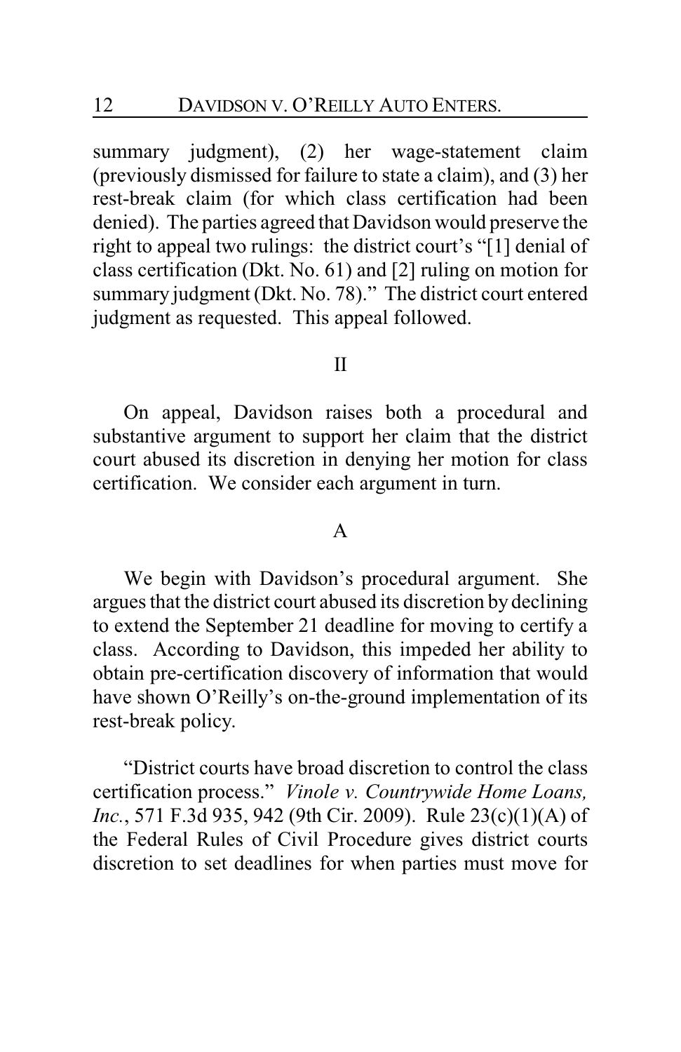summary judgment), (2) her wage-statement claim (previously dismissed for failure to state a claim), and (3) her rest-break claim (for which class certification had been denied). The parties agreed that Davidson would preserve the right to appeal two rulings: the district court's "[1] denial of class certification (Dkt. No. 61) and [2] ruling on motion for summary judgment (Dkt. No. 78)." The district court entered judgment as requested. This appeal followed.

## II

On appeal, Davidson raises both a procedural and substantive argument to support her claim that the district court abused its discretion in denying her motion for class certification. We consider each argument in turn.

### A

We begin with Davidson's procedural argument. She argues that the district court abused its discretion by declining to extend the September 21 deadline for moving to certify a class. According to Davidson, this impeded her ability to obtain pre-certification discovery of information that would have shown O'Reilly's on-the-ground implementation of its rest-break policy.

"District courts have broad discretion to control the class certification process." *Vinole v. Countrywide Home Loans, Inc.*, 571 F.3d 935, 942 (9th Cir. 2009). Rule 23(c)(1)(A) of the Federal Rules of Civil Procedure gives district courts discretion to set deadlines for when parties must move for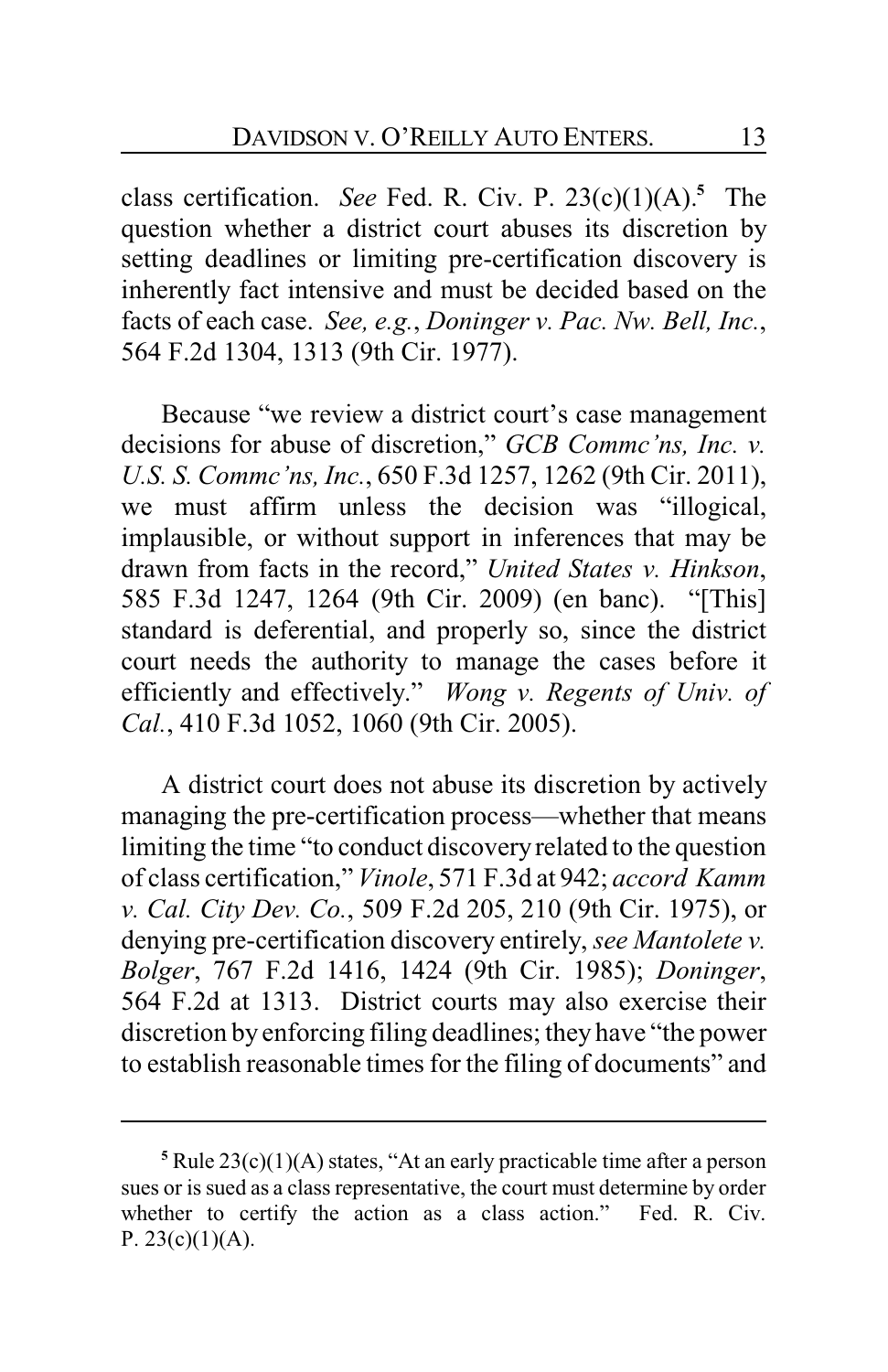class certification. *See* Fed. R. Civ. P. 23(c)(1)(A).[5] The question whether a district court abuses its discretion by setting deadlines or limiting pre-certification discovery is inherently fact intensive and must be decided based on the facts of each case. *See, e.g.*, *Doninger v. Pac. Nw. Bell, Inc.*, 564 F.2d 1304, 1313 (9th Cir. 1977).

Because "we review a district court's case management decisions for abuse of discretion," *GCB Commc'ns, Inc. v. U.S. S. Commc'ns, Inc.*, 650 F.3d 1257, 1262 (9th Cir. 2011), we must affirm unless the decision was "illogical, implausible, or without support in inferences that may be drawn from facts in the record," *United States v. Hinkson*, 585 F.3d 1247, 1264 (9th Cir. 2009) (en banc). "[This] standard is deferential, and properly so, since the district court needs the authority to manage the cases before it efficiently and effectively." *Wong v. Regents of Univ. of Cal.*, 410 F.3d 1052, 1060 (9th Cir. 2005).

A district court does not abuse its discretion by actively managing the pre-certification process—whether that means limiting the time "to conduct discovery related to the question of class certification," *Vinole*, 571 F.3d at 942; *accord Kamm v. Cal. City Dev. Co.*, 509 F.2d 205, 210 (9th Cir. 1975), or denying pre-certification discovery entirely, *see Mantolete v. Bolger*, 767 F.2d 1416, 1424 (9th Cir. 1985); *Doninger*, 564 F.2d at 1313. District courts may also exercise their discretion by enforcing filing deadlines; they have "the power to establish reasonable times for the filing of documents" and

---

[5] Rule 23(c)(1)(A) states, "At an early practicable time after a person sues or is sued as a class representative, the court must determine by order whether to certify the action as a class action." Fed. R. Civ. P. 23(c)(1)(A).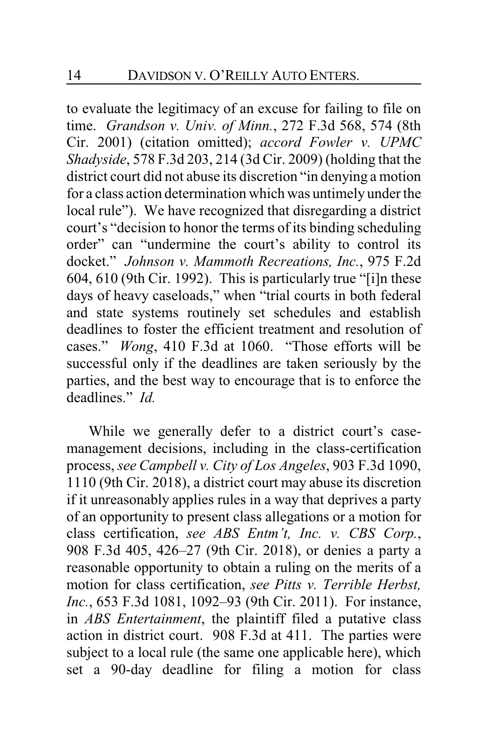to evaluate the legitimacy of an excuse for failing to file on time. *Grandson v. Univ. of Minn.*, 272 F.3d 568, 574 (8th Cir. 2001) (citation omitted); *accord Fowler v. UPMC Shadyside*, 578 F.3d 203, 214 (3d Cir. 2009) (holding that the district court did not abuse its discretion "in denying a motion for a class action determination which was untimely under the local rule"). We have recognized that disregarding a district court's "decision to honor the terms of its binding scheduling order" can "undermine the court's ability to control its docket." *Johnson v. Mammoth Recreations, Inc.*, 975 F.2d 604, 610 (9th Cir. 1992). This is particularly true "[i]n these days of heavy caseloads," when "trial courts in both federal and state systems routinely set schedules and establish deadlines to foster the efficient treatment and resolution of cases." *Wong*, 410 F.3d at 1060. "Those efforts will be successful only if the deadlines are taken seriously by the parties, and the best way to encourage that is to enforce the deadlines." *Id.*

While we generally defer to a district court's case-management decisions, including in the class-certification process, *see Campbell v. City of Los Angeles*, 903 F.3d 1090, 1110 (9th Cir. 2018), a district court may abuse its discretion if it unreasonably applies rules in a way that deprives a party of an opportunity to present class allegations or a motion for class certification, *see ABS Entm't, Inc. v. CBS Corp.*, 908 F.3d 405, 426–27 (9th Cir. 2018), or denies a party a reasonable opportunity to obtain a ruling on the merits of a motion for class certification, *see Pitts v. Terrible Herbst, Inc.*, 653 F.3d 1081, 1092–93 (9th Cir. 2011). For instance, in *ABS Entertainment*, the plaintiff filed a putative class action in district court. 908 F.3d at 411. The parties were subject to a local rule (the same one applicable here), which set a 90-day deadline for filing a motion for class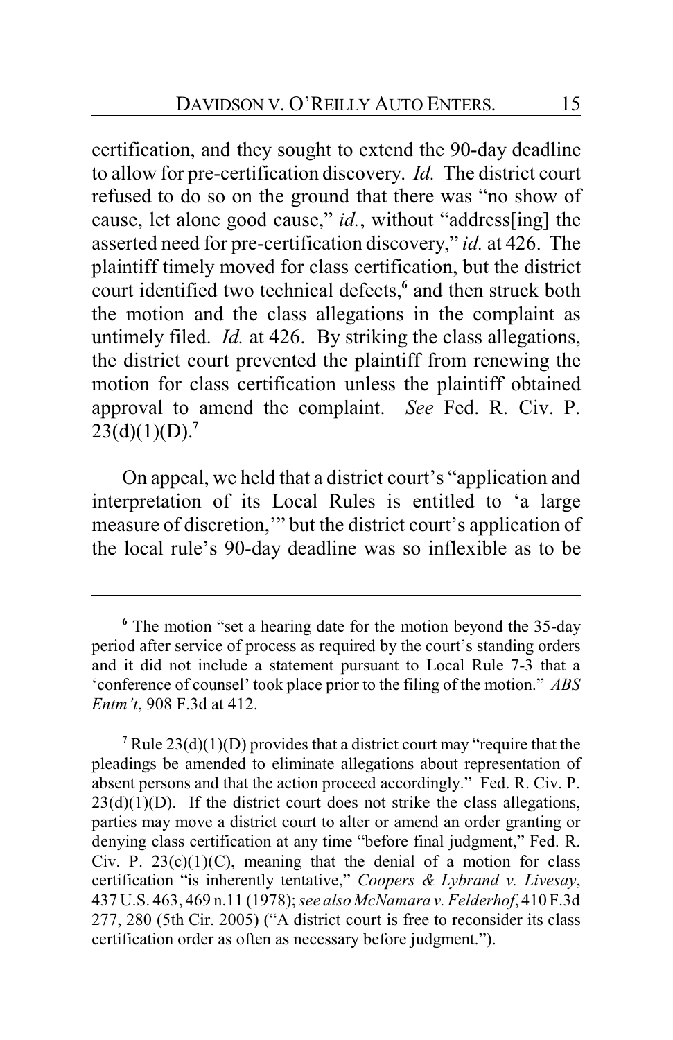certification, and they sought to extend the 90-day deadline to allow for pre-certification discovery. *Id.* The district court refused to do so on the ground that there was "no show of cause, let alone good cause," *id.*, without "address[ing] the asserted need for pre-certification discovery," *id.* at 426. The plaintiff timely moved for class certification, but the district court identified two technical defects,[6] and then struck both the motion and the class allegations in the complaint as untimely filed. *Id.* at 426. By striking the class allegations, the district court prevented the plaintiff from renewing the motion for class certification unless the plaintiff obtained approval to amend the complaint. *See* Fed. R. Civ. P. 23(d)(1)(D).[7]

On appeal, we held that a district court's "application and interpretation of its Local Rules is entitled to 'a large measure of discretion,'" but the district court's application of the local rule's 90-day deadline was so inflexible as to be

---

[6] The motion "set a hearing date for the motion beyond the 35-day period after service of process as required by the court's standing orders and it did not include a statement pursuant to Local Rule 7-3 that a 'conference of counsel' took place prior to the filing of the motion." *ABS Entm't*, 908 F.3d at 412.

[7] Rule 23(d)(1)(D) provides that a district court may "require that the pleadings be amended to eliminate allegations about representation of absent persons and that the action proceed accordingly." Fed. R. Civ. P. 23(d)(1)(D). If the district court does not strike the class allegations, parties may move a district court to alter or amend an order granting or denying class certification at any time "before final judgment," Fed. R. Civ. P. 23(c)(1)(C), meaning that the denial of a motion for class certification "is inherently tentative," *Coopers & Lybrand v. Livesay*, 437 U.S. 463, 469 n.11 (1978); *see also McNamara v. Felderhof*, 410 F.3d 277, 280 (5th Cir. 2005) ("A district court is free to reconsider its class certification order as often as necessary before judgment.").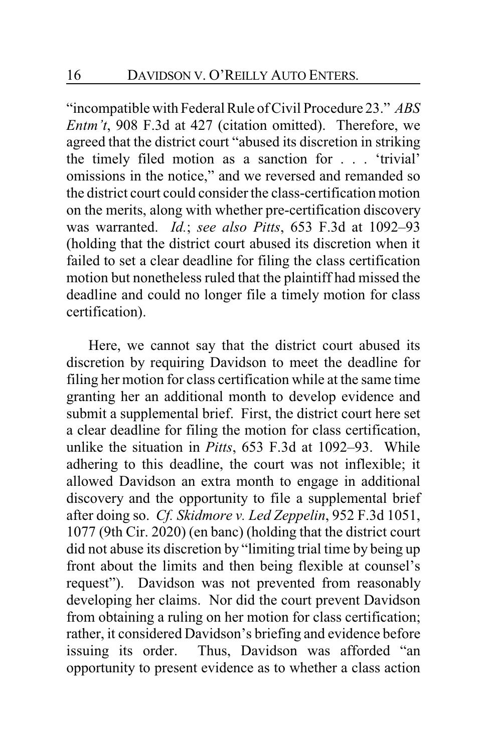"incompatible with Federal Rule of Civil Procedure 23." *ABS Entm't*, 908 F.3d at 427 (citation omitted). Therefore, we agreed that the district court "abused its discretion in striking the timely filed motion as a sanction for . . . 'trivial' omissions in the notice," and we reversed and remanded so the district court could consider the class-certification motion on the merits, along with whether pre-certification discovery was warranted. *Id.*; *see also Pitts*, 653 F.3d at 1092–93 (holding that the district court abused its discretion when it failed to set a clear deadline for filing the class certification motion but nonetheless ruled that the plaintiff had missed the deadline and could no longer file a timely motion for class certification).

Here, we cannot say that the district court abused its discretion by requiring Davidson to meet the deadline for filing her motion for class certification while at the same time granting her an additional month to develop evidence and submit a supplemental brief. First, the district court here set a clear deadline for filing the motion for class certification, unlike the situation in *Pitts*, 653 F.3d at 1092–93. While adhering to this deadline, the court was not inflexible; it allowed Davidson an extra month to engage in additional discovery and the opportunity to file a supplemental brief after doing so. *Cf. Skidmore v. Led Zeppelin*, 952 F.3d 1051, 1077 (9th Cir. 2020) (en banc) (holding that the district court did not abuse its discretion by "limiting trial time by being up front about the limits and then being flexible at counsel's request"). Davidson was not prevented from reasonably developing her claims. Nor did the court prevent Davidson from obtaining a ruling on her motion for class certification; rather, it considered Davidson's briefing and evidence before issuing its order. Thus, Davidson was afforded "an opportunity to present evidence as to whether a class action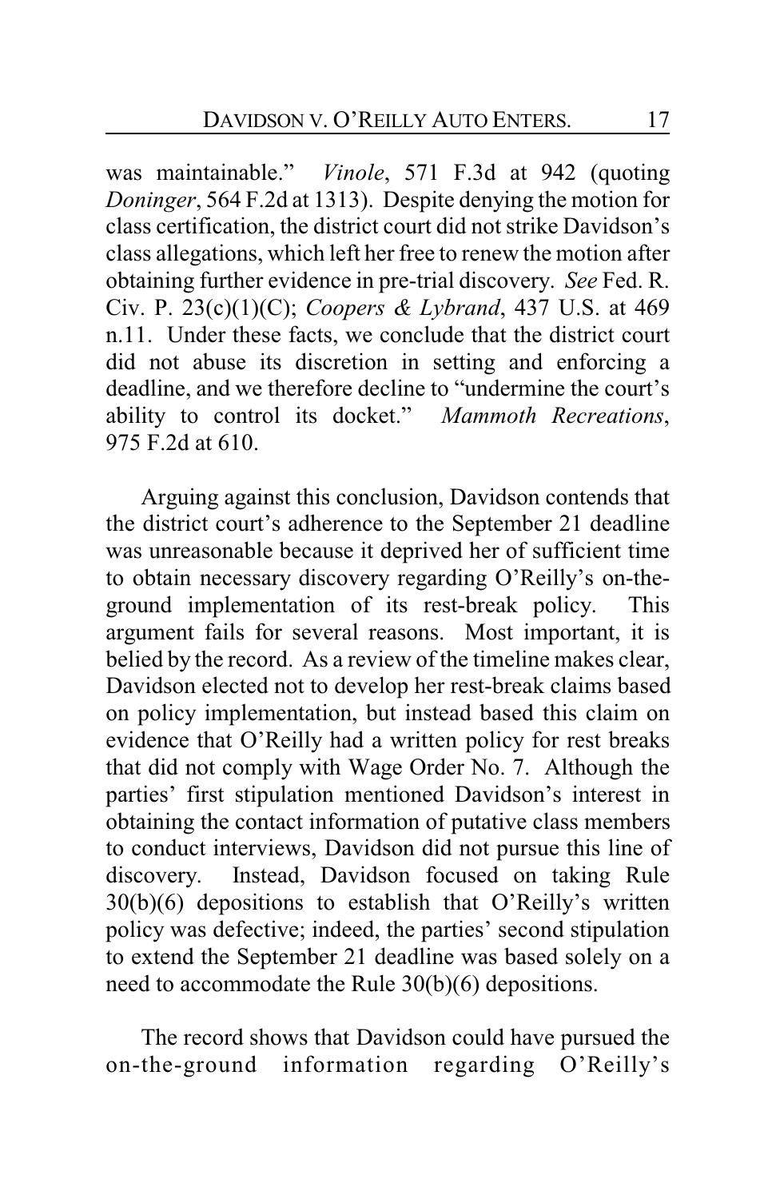was maintainable." *Vinole*, 571 F.3d at 942 (quoting *Doninger*, 564 F.2d at 1313). Despite denying the motion for class certification, the district court did not strike Davidson's class allegations, which left her free to renew the motion after obtaining further evidence in pre-trial discovery. *See* Fed. R. Civ. P. 23(c)(1)(C); *Coopers & Lybrand*, 437 U.S. at 469 n.11. Under these facts, we conclude that the district court did not abuse its discretion in setting and enforcing a deadline, and we therefore decline to "undermine the court's ability to control its docket." *Mammoth Recreations*, 975 F.2d at 610.

Arguing against this conclusion, Davidson contends that the district court's adherence to the September 21 deadline was unreasonable because it deprived her of sufficient time to obtain necessary discovery regarding O'Reilly's on-the-ground implementation of its rest-break policy. This argument fails for several reasons. Most important, it is belied by the record. As a review of the timeline makes clear, Davidson elected not to develop her rest-break claims based on policy implementation, but instead based this claim on evidence that O'Reilly had a written policy for rest breaks that did not comply with Wage Order No. 7. Although the parties' first stipulation mentioned Davidson's interest in obtaining the contact information of putative class members to conduct interviews, Davidson did not pursue this line of discovery. Instead, Davidson focused on taking Rule 30(b)(6) depositions to establish that O'Reilly's written policy was defective; indeed, the parties' second stipulation to extend the September 21 deadline was based solely on a need to accommodate the Rule 30(b)(6) depositions.

The record shows that Davidson could have pursued the on-the-ground information regarding O'Reilly's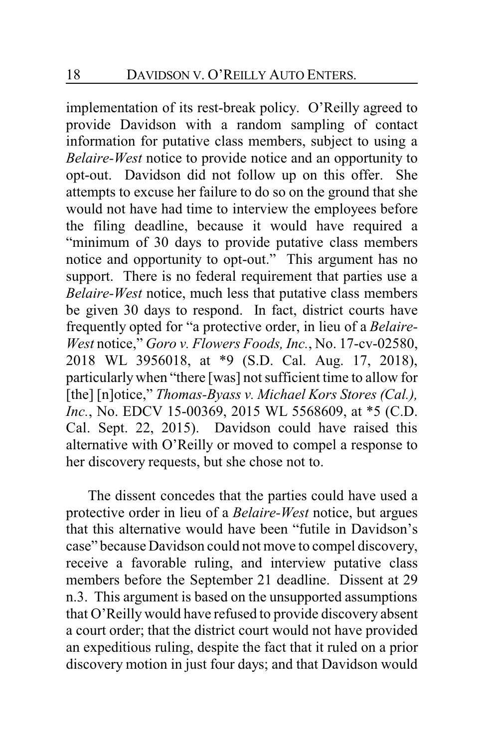implementation of its rest-break policy. O'Reilly agreed to provide Davidson with a random sampling of contact information for putative class members, subject to using a *Belaire-West* notice to provide notice and an opportunity to opt-out. Davidson did not follow up on this offer. She attempts to excuse her failure to do so on the ground that she would not have had time to interview the employees before the filing deadline, because it would have required a "minimum of 30 days to provide putative class members notice and opportunity to opt-out." This argument has no support. There is no federal requirement that parties use a *Belaire-West* notice, much less that putative class members be given 30 days to respond. In fact, district courts have frequently opted for "a protective order, in lieu of a *Belaire-West* notice," *Goro v. Flowers Foods, Inc.*, No. 17-cv-02580, 2018 WL 3956018, at *9 (S.D. Cal. Aug. 17, 2018), particularly when "there [was] not sufficient time to allow for [the] [n]otice," *Thomas-Byass v. Michael Kors Stores (Cal.), Inc.*, No. EDCV 15-00369, 2015 WL 5568609, at *5 (C.D. Cal. Sept. 22, 2015). Davidson could have raised this alternative with O'Reilly or moved to compel a response to her discovery requests, but she chose not to.

The dissent concedes that the parties could have used a protective order in lieu of a *Belaire-West* notice, but argues that this alternative would have been "futile in Davidson's case" because Davidson could not move to compel discovery, receive a favorable ruling, and interview putative class members before the September 21 deadline. Dissent at 29 n.3. This argument is based on the unsupported assumptions that O'Reilly would have refused to provide discovery absent a court order; that the district court would not have provided an expeditious ruling, despite the fact that it ruled on a prior discovery motion in just four days; and that Davidson would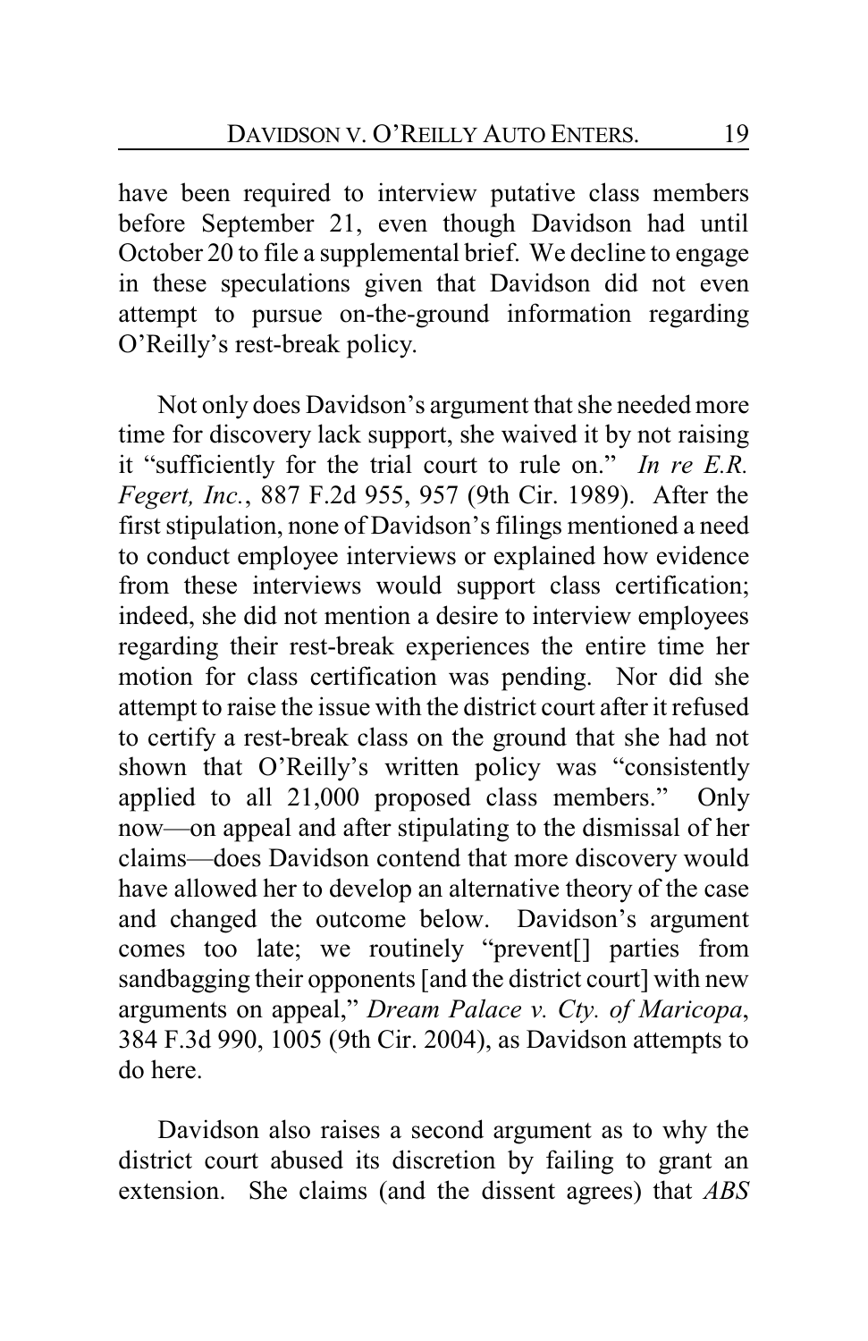have been required to interview putative class members before September 21, even though Davidson had until October 20 to file a supplemental brief. We decline to engage in these speculations given that Davidson did not even attempt to pursue on-the-ground information regarding O'Reilly's rest-break policy.

Not only does Davidson's argument that she needed more time for discovery lack support, she waived it by not raising it "sufficiently for the trial court to rule on." *In re E.R. Fegert, Inc.*, 887 F.2d 955, 957 (9th Cir. 1989). After the first stipulation, none of Davidson's filings mentioned a need to conduct employee interviews or explained how evidence from these interviews would support class certification; indeed, she did not mention a desire to interview employees regarding their rest-break experiences the entire time her motion for class certification was pending. Nor did she attempt to raise the issue with the district court after it refused to certify a rest-break class on the ground that she had not shown that O'Reilly's written policy was "consistently applied to all 21,000 proposed class members." Only now—on appeal and after stipulating to the dismissal of her claims—does Davidson contend that more discovery would have allowed her to develop an alternative theory of the case and changed the outcome below. Davidson's argument comes too late; we routinely "prevent[] parties from sandbagging their opponents [and the district court] with new arguments on appeal," *Dream Palace v. Cty. of Maricopa*, 384 F.3d 990, 1005 (9th Cir. 2004), as Davidson attempts to do here.

Davidson also raises a second argument as to why the district court abused its discretion by failing to grant an extension. She claims (and the dissent agrees) that *ABS*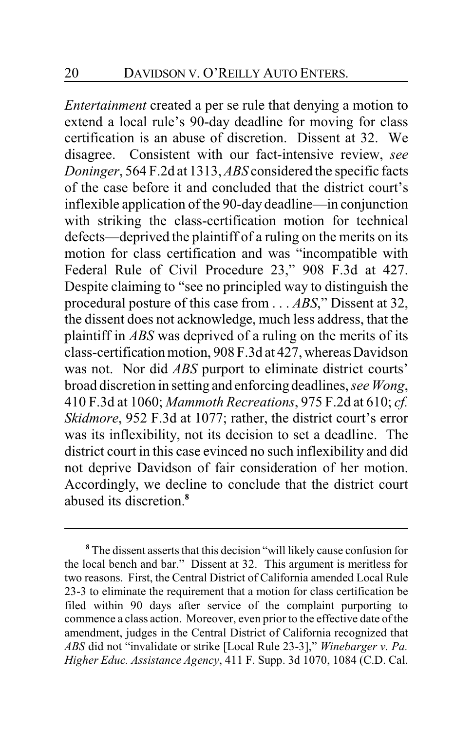*Entertainment* created a per se rule that denying a motion to extend a local rule's 90-day deadline for moving for class certification is an abuse of discretion. Dissent at 32. We disagree. Consistent with our fact-intensive review, *see Doninger*, 564 F.2d at 1313, *ABS* considered the specific facts of the case before it and concluded that the district court's inflexible application of the 90-day deadline—in conjunction with striking the class-certification motion for technical defects—deprived the plaintiff of a ruling on the merits on its motion for class certification and was "incompatible with Federal Rule of Civil Procedure 23," 908 F.3d at 427. Despite claiming to "see no principled way to distinguish the procedural posture of this case from . . . *ABS*," Dissent at 32, the dissent does not acknowledge, much less address, that the plaintiff in *ABS* was deprived of a ruling on the merits of its class-certification motion, 908 F.3d at 427, whereas Davidson was not. Nor did *ABS* purport to eliminate district courts' broad discretion in setting and enforcing deadlines, *see Wong*, 410 F.3d at 1060; *Mammoth Recreations*, 975 F.2d at 610; *cf. Skidmore*, 952 F.3d at 1077; rather, the district court's error was its inflexibility, not its decision to set a deadline. The district court in this case evinced no such inflexibility and did not deprive Davidson of fair consideration of her motion. Accordingly, we decline to conclude that the district court abused its discretion.[8]

---

[8] The dissent asserts that this decision "will likely cause confusion for the local bench and bar." Dissent at 32. This argument is meritless for two reasons. First, the Central District of California amended Local Rule 23-3 to eliminate the requirement that a motion for class certification be filed within 90 days after service of the complaint purporting to commence a class action. Moreover, even prior to the effective date of the amendment, judges in the Central District of California recognized that *ABS* did not "invalidate or strike [Local Rule 23-3]," *Winebarger v. Pa. Higher Educ. Assistance Agency*, 411 F. Supp. 3d 1070, 1084 (C.D. Cal.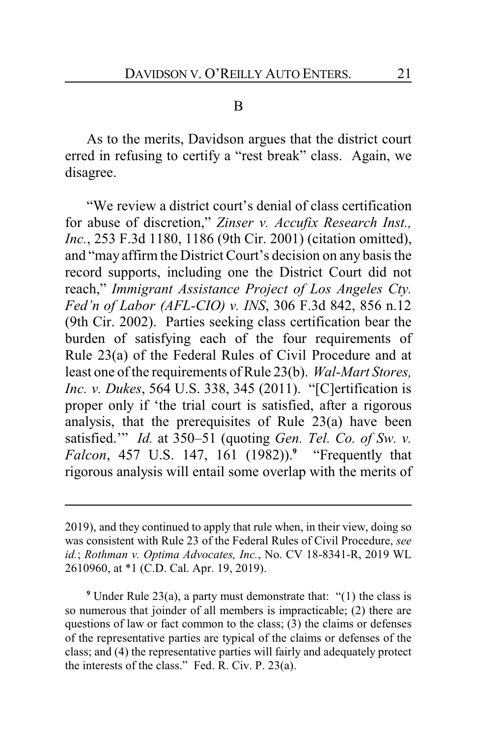### B

As to the merits, Davidson argues that the district court erred in refusing to certify a "rest break" class. Again, we disagree.

"We review a district court's denial of class certification for abuse of discretion," *Zinser v. Accufix Research Inst., Inc.*, 253 F.3d 1180, 1186 (9th Cir. 2001) (citation omitted), and "may affirm the District Court's decision on any basis the record supports, including one the District Court did not reach," *Immigrant Assistance Project of Los Angeles Cty. Fed'n of Labor (AFL-CIO) v. INS*, 306 F.3d 842, 856 n.12 (9th Cir. 2002). Parties seeking class certification bear the burden of satisfying each of the four requirements of Rule 23(a) of the Federal Rules of Civil Procedure and at least one of the requirements of Rule 23(b). *Wal-Mart Stores, Inc. v. Dukes*, 564 U.S. 338, 345 (2011). "[C]ertification is proper only if 'the trial court is satisfied, after a rigorous analysis, that the prerequisites of Rule 23(a) have been satisfied.'" *Id.* at 350–51 (quoting *Gen. Tel. Co. of Sw. v. Falcon*, 457 U.S. 147, 161 (1982)).[9] "Frequently that rigorous analysis will entail some overlap with the merits of

---

2019), and they continued to apply that rule when, in their view, doing so was consistent with Rule 23 of the Federal Rules of Civil Procedure, *see id.*; *Rothman v. Optima Advocates, Inc.*, No. CV 18-8341-R, 2019 WL 2610960, at *1 (C.D. Cal. Apr. 19, 2019).

[9] Under Rule 23(a), a party must demonstrate that: "(1) the class is so numerous that joinder of all members is impracticable; (2) there are questions of law or fact common to the class; (3) the claims or defenses of the representative parties are typical of the claims or defenses of the class; and (4) the representative parties will fairly and adequately protect the interests of the class." Fed. R. Civ. P. 23(a).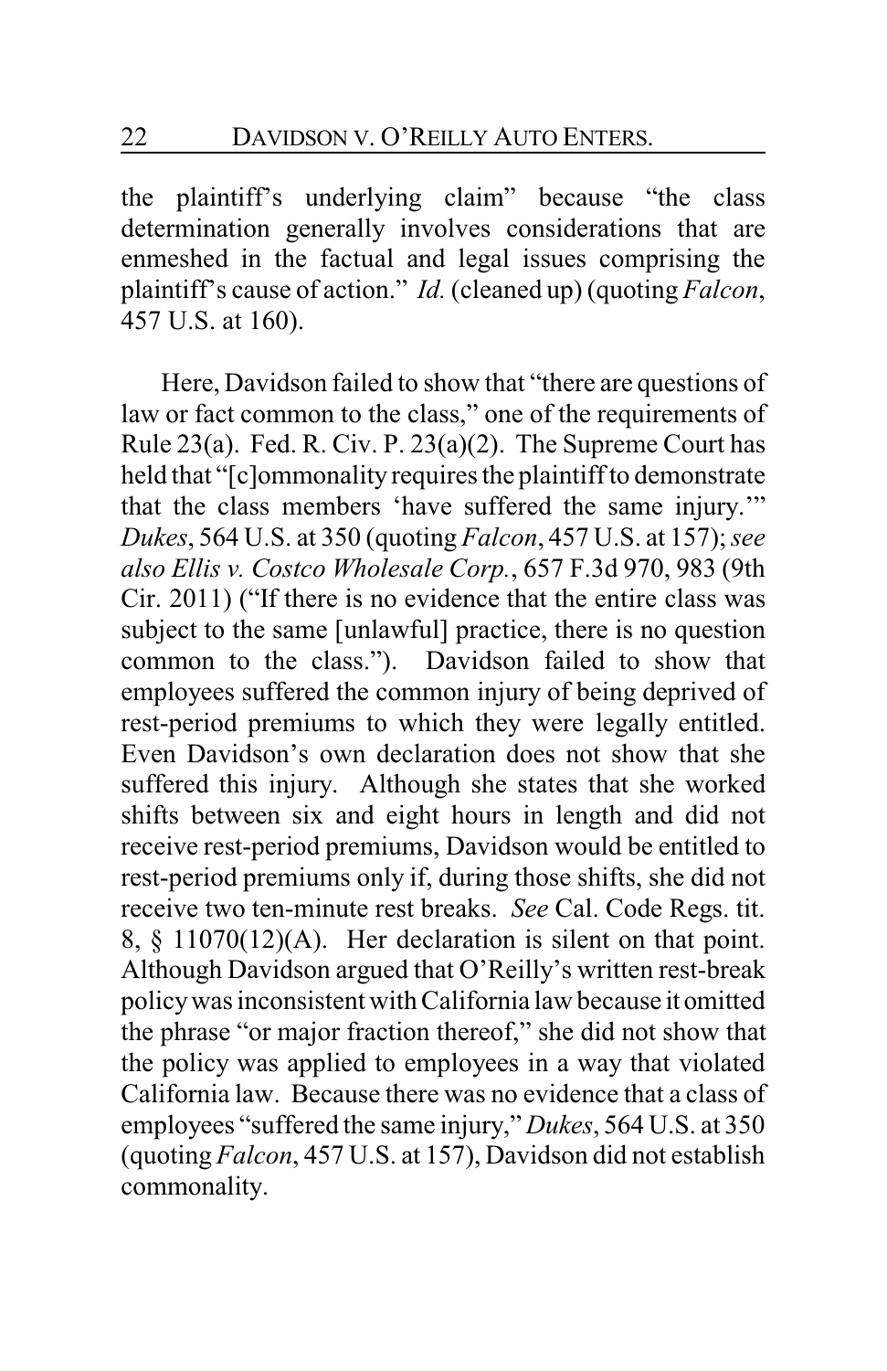the plaintiff's underlying claim" because "the class determination generally involves considerations that are enmeshed in the factual and legal issues comprising the plaintiff's cause of action." *Id.* (cleaned up) (quoting *Falcon*, 457 U.S. at 160).

Here, Davidson failed to show that "there are questions of law or fact common to the class," one of the requirements of Rule 23(a). Fed. R. Civ. P. 23(a)(2). The Supreme Court has held that "[c]ommonality requires the plaintiff to demonstrate that the class members 'have suffered the same injury.'" *Dukes*, 564 U.S. at 350 (quoting *Falcon*, 457 U.S. at 157); *see also Ellis v. Costco Wholesale Corp.*, 657 F.3d 970, 983 (9th Cir. 2011) ("If there is no evidence that the entire class was subject to the same [unlawful] practice, there is no question common to the class."). Davidson failed to show that employees suffered the common injury of being deprived of rest-period premiums to which they were legally entitled. Even Davidson's own declaration does not show that she suffered this injury. Although she states that she worked shifts between six and eight hours in length and did not receive rest-period premiums, Davidson would be entitled to rest-period premiums only if, during those shifts, she did not receive two ten-minute rest breaks. *See* Cal. Code Regs. tit. 8, § 11070(12)(A). Her declaration is silent on that point. Although Davidson argued that O'Reilly's written rest-break policy was inconsistent with California law because it omitted the phrase "or major fraction thereof," she did not show that the policy was applied to employees in a way that violated California law. Because there was no evidence that a class of employees "suffered the same injury," *Dukes*, 564 U.S. at 350 (quoting *Falcon*, 457 U.S. at 157), Davidson did not establish commonality.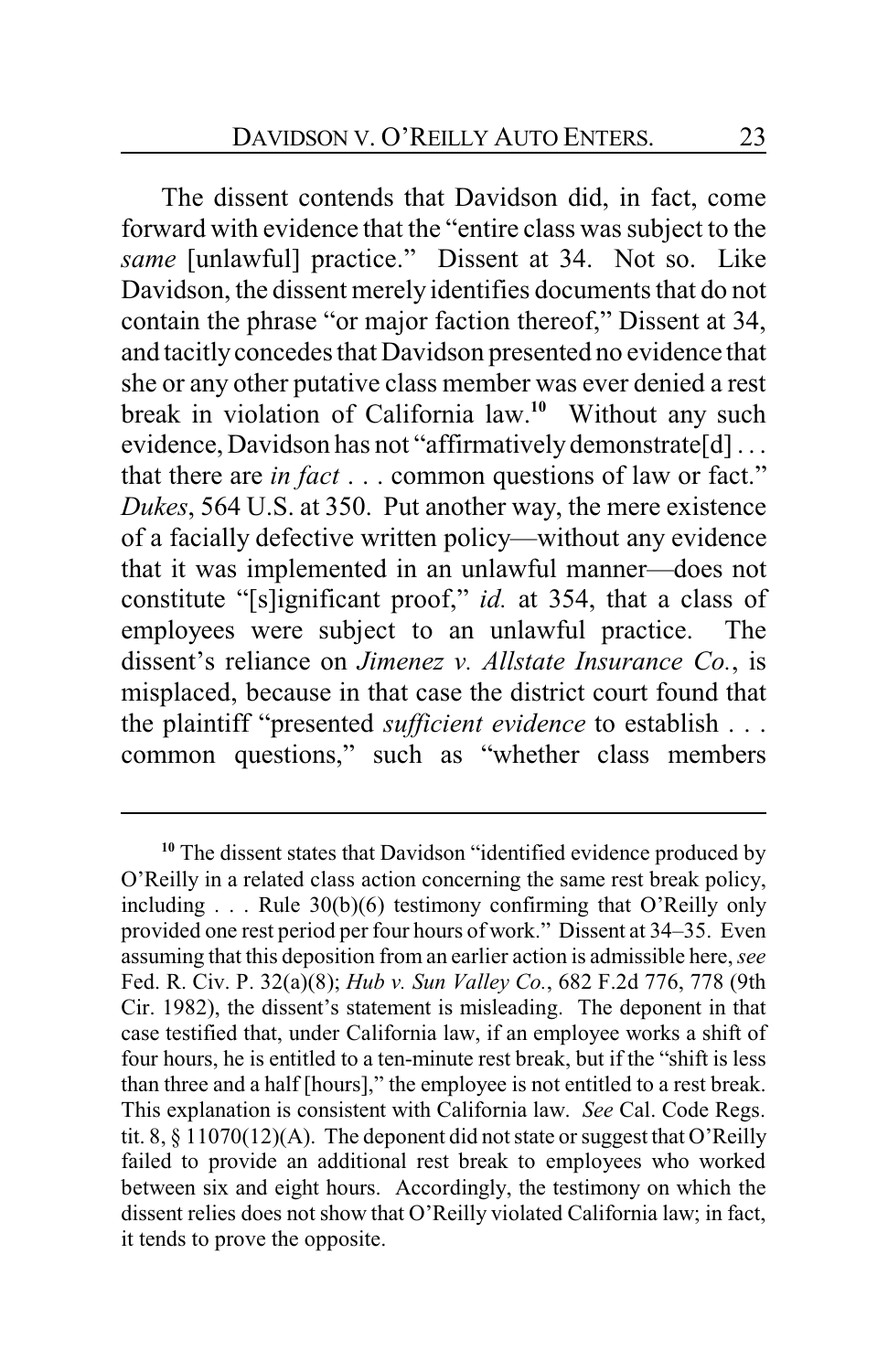The dissent contends that Davidson did, in fact, come forward with evidence that the "entire class was subject to the *same* [unlawful] practice." Dissent at 34. Not so. Like Davidson, the dissent merely identifies documents that do not contain the phrase "or major faction thereof," Dissent at 34, and tacitly concedes that Davidson presented no evidence that she or any other putative class member was ever denied a rest break in violation of California law.[10] Without any such evidence, Davidson has not "affirmatively demonstrate[d] . . . that there are *in fact* . . . common questions of law or fact." *Dukes*, 564 U.S. at 350. Put another way, the mere existence of a facially defective written policy—without any evidence that it was implemented in an unlawful manner—does not constitute "[s]ignificant proof," *id.* at 354, that a class of employees were subject to an unlawful practice. The dissent's reliance on *Jimenez v. Allstate Insurance Co.*, is misplaced, because in that case the district court found that the plaintiff "presented *sufficient evidence* to establish . . . common questions," such as "whether class members

---

[10] The dissent states that Davidson "identified evidence produced by O'Reilly in a related class action concerning the same rest break policy, including . . . Rule 30(b)(6) testimony confirming that O'Reilly only provided one rest period per four hours of work." Dissent at 34–35. Even assuming that this deposition from an earlier action is admissible here, *see* Fed. R. Civ. P. 32(a)(8); *Hub v. Sun Valley Co.*, 682 F.2d 776, 778 (9th Cir. 1982), the dissent's statement is misleading. The deponent in that case testified that, under California law, if an employee works a shift of four hours, he is entitled to a ten-minute rest break, but if the "shift is less than three and a half [hours]," the employee is not entitled to a rest break. This explanation is consistent with California law. *See* Cal. Code Regs. tit. 8, § 11070(12)(A). The deponent did not state or suggest that O'Reilly failed to provide an additional rest break to employees who worked between six and eight hours. Accordingly, the testimony on which the dissent relies does not show that O'Reilly violated California law; in fact, it tends to prove the opposite.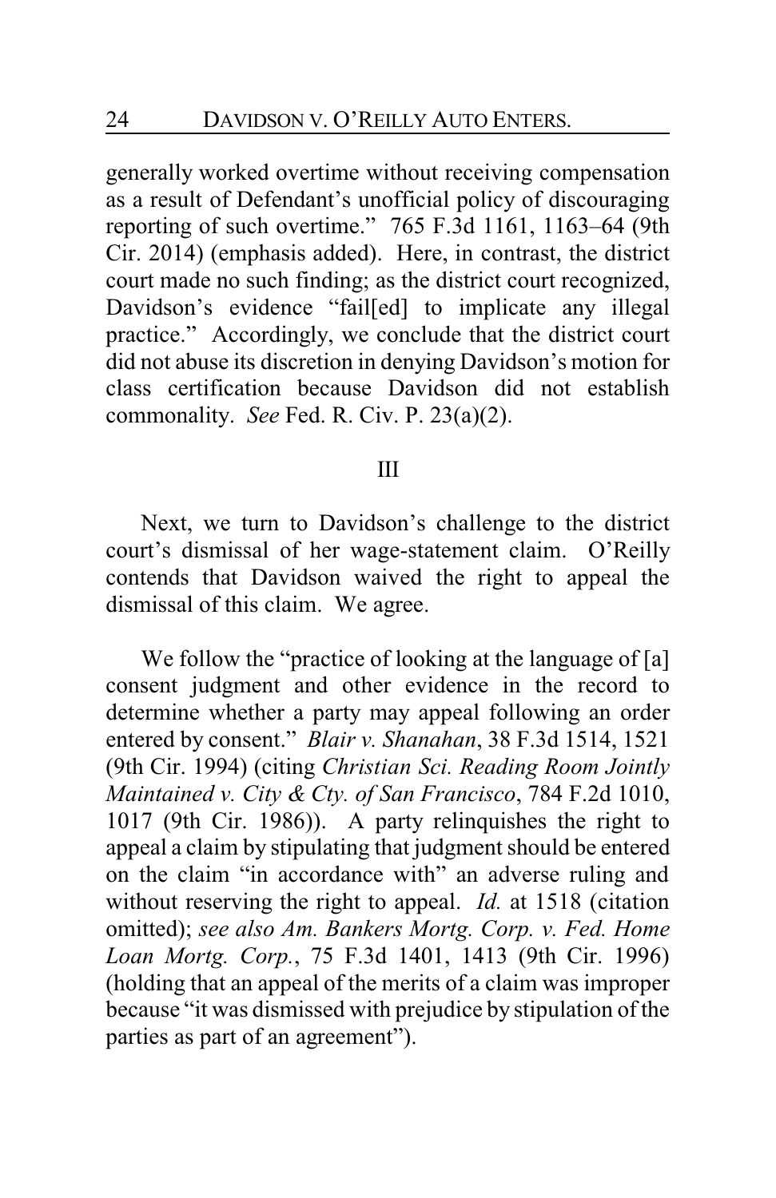generally worked overtime without receiving compensation as a result of Defendant's unofficial policy of discouraging reporting of such overtime." 765 F.3d 1161, 1163–64 (9th Cir. 2014) (emphasis added). Here, in contrast, the district court made no such finding; as the district court recognized, Davidson's evidence "fail[ed] to implicate any illegal practice." Accordingly, we conclude that the district court did not abuse its discretion in denying Davidson's motion for class certification because Davidson did not establish commonality. *See* Fed. R. Civ. P. 23(a)(2).

## III

Next, we turn to Davidson's challenge to the district court's dismissal of her wage-statement claim. O'Reilly contends that Davidson waived the right to appeal the dismissal of this claim. We agree.

We follow the "practice of looking at the language of [a] consent judgment and other evidence in the record to determine whether a party may appeal following an order entered by consent." *Blair v. Shanahan*, 38 F.3d 1514, 1521 (9th Cir. 1994) (citing *Christian Sci. Reading Room Jointly Maintained v. City & Cty. of San Francisco*, 784 F.2d 1010, 1017 (9th Cir. 1986)). A party relinquishes the right to appeal a claim by stipulating that judgment should be entered on the claim "in accordance with" an adverse ruling and without reserving the right to appeal. *Id.* at 1518 (citation omitted); *see also Am. Bankers Mortg. Corp. v. Fed. Home Loan Mortg. Corp.*, 75 F.3d 1401, 1413 (9th Cir. 1996) (holding that an appeal of the merits of a claim was improper because "it was dismissed with prejudice by stipulation of the parties as part of an agreement").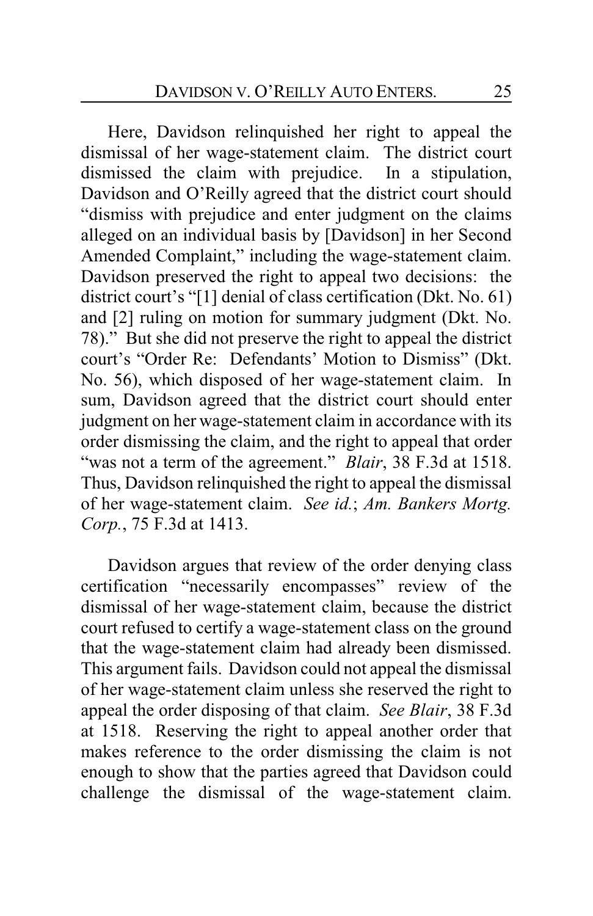Here, Davidson relinquished her right to appeal the dismissal of her wage-statement claim. The district court dismissed the claim with prejudice. In a stipulation, Davidson and O'Reilly agreed that the district court should "dismiss with prejudice and enter judgment on the claims alleged on an individual basis by [Davidson] in her Second Amended Complaint," including the wage-statement claim. Davidson preserved the right to appeal two decisions: the district court's "[1] denial of class certification (Dkt. No. 61) and [2] ruling on motion for summary judgment (Dkt. No. 78)." But she did not preserve the right to appeal the district court's "Order Re: Defendants' Motion to Dismiss" (Dkt. No. 56), which disposed of her wage-statement claim. In sum, Davidson agreed that the district court should enter judgment on her wage-statement claim in accordance with its order dismissing the claim, and the right to appeal that order "was not a term of the agreement." *Blair*, 38 F.3d at 1518. Thus, Davidson relinquished the right to appeal the dismissal of her wage-statement claim. *See id.*; *Am. Bankers Mortg. Corp.*, 75 F.3d at 1413.

Davidson argues that review of the order denying class certification "necessarily encompasses" review of the dismissal of her wage-statement claim, because the district court refused to certify a wage-statement class on the ground that the wage-statement claim had already been dismissed. This argument fails. Davidson could not appeal the dismissal of her wage-statement claim unless she reserved the right to appeal the order disposing of that claim. *See Blair*, 38 F.3d at 1518. Reserving the right to appeal another order that makes reference to the order dismissing the claim is not enough to show that the parties agreed that Davidson could challenge the dismissal of the wage-statement claim.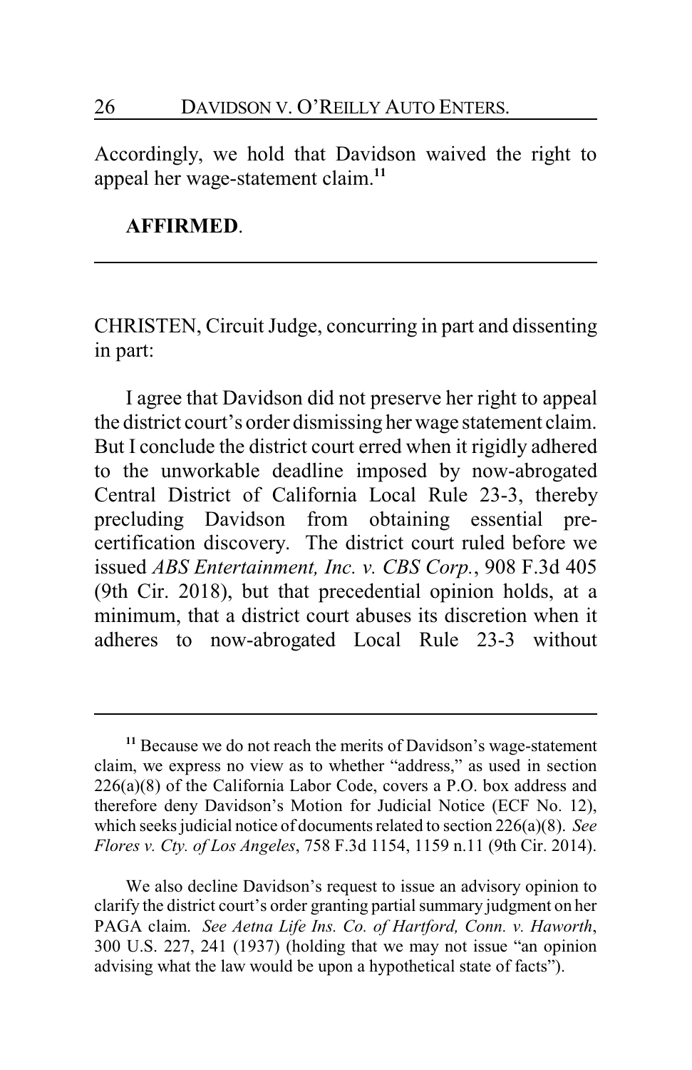Accordingly, we hold that Davidson waived the right to appeal her wage-statement claim.[11]

**AFFIRMED**.

---

CHRISTEN, Circuit Judge, concurring in part and dissenting in part:

I agree that Davidson did not preserve her right to appeal the district court's order dismissing her wage statement claim. But I conclude the district court erred when it rigidly adhered to the unworkable deadline imposed by now-abrogated Central District of California Local Rule 23-3, thereby precluding Davidson from obtaining essential pre-certification discovery. The district court ruled before we issued *ABS Entertainment, Inc. v. CBS Corp.*, 908 F.3d 405 (9th Cir. 2018), but that precedential opinion holds, at a minimum, that a district court abuses its discretion when it adheres to now-abrogated Local Rule 23-3 without

---

[11] Because we do not reach the merits of Davidson's wage-statement claim, we express no view as to whether "address," as used in section 226(a)(8) of the California Labor Code, covers a P.O. box address and therefore deny Davidson's Motion for Judicial Notice (ECF No. 12), which seeks judicial notice of documents related to section 226(a)(8). *See Flores v. Cty. of Los Angeles*, 758 F.3d 1154, 1159 n.11 (9th Cir. 2014).

We also decline Davidson's request to issue an advisory opinion to clarify the district court's order granting partial summary judgment on her PAGA claim. *See Aetna Life Ins. Co. of Hartford, Conn. v. Haworth*, 300 U.S. 227, 241 (1937) (holding that we may not issue "an opinion advising what the law would be upon a hypothetical state of facts").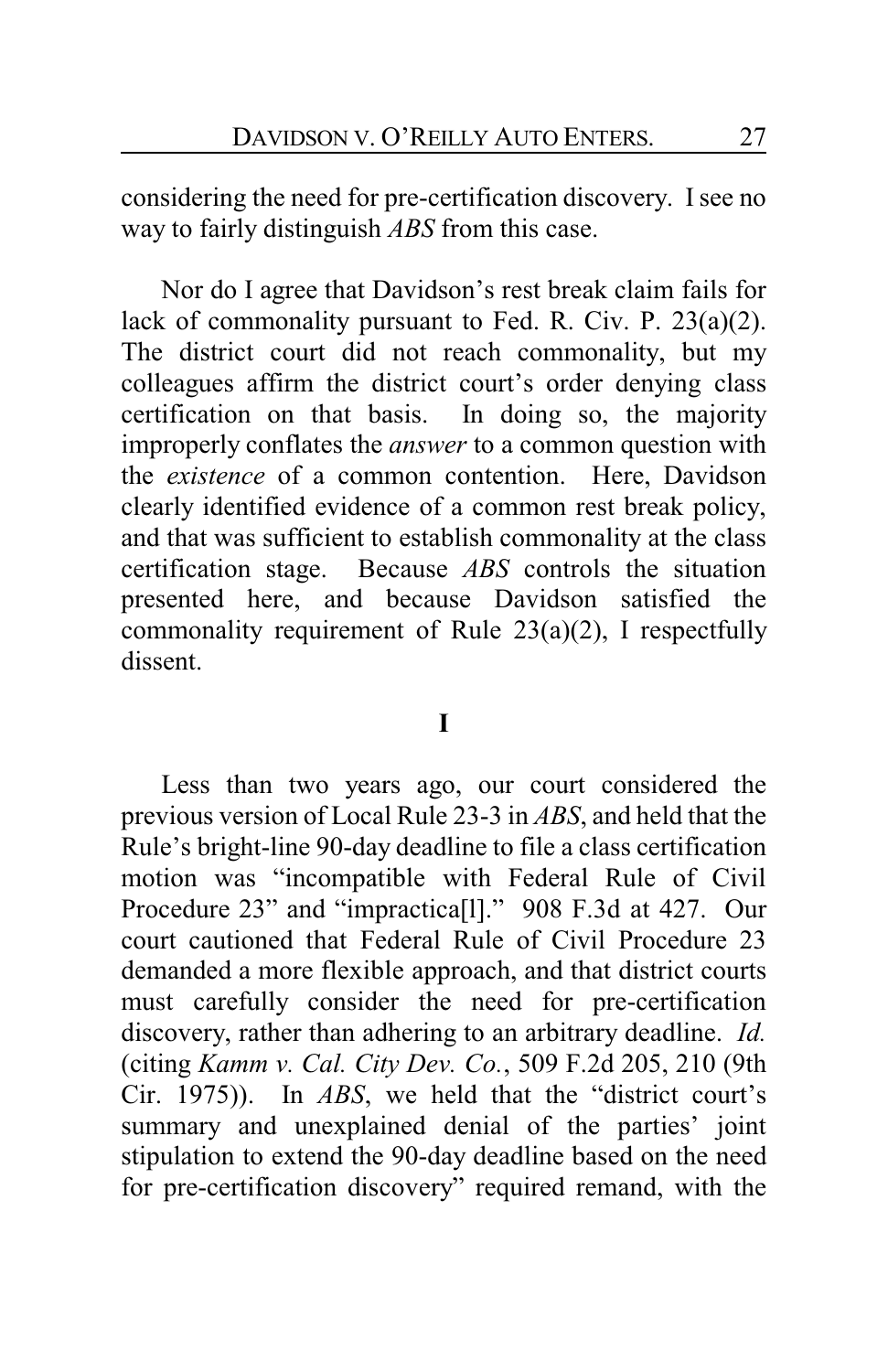considering the need for pre-certification discovery. I see no way to fairly distinguish *ABS* from this case.

Nor do I agree that Davidson's rest break claim fails for lack of commonality pursuant to Fed. R. Civ. P. 23(a)(2). The district court did not reach commonality, but my colleagues affirm the district court's order denying class certification on that basis. In doing so, the majority improperly conflates the *answer* to a common question with the *existence* of a common contention. Here, Davidson clearly identified evidence of a common rest break policy, and that was sufficient to establish commonality at the class certification stage. Because *ABS* controls the situation presented here, and because Davidson satisfied the commonality requirement of Rule 23(a)(2), I respectfully dissent.

## I

Less than two years ago, our court considered the previous version of Local Rule 23-3 in *ABS*, and held that the Rule's bright-line 90-day deadline to file a class certification motion was "incompatible with Federal Rule of Civil Procedure 23" and "impractica[l]." 908 F.3d at 427. Our court cautioned that Federal Rule of Civil Procedure 23 demanded a more flexible approach, and that district courts must carefully consider the need for pre-certification discovery, rather than adhering to an arbitrary deadline. *Id.* (citing *Kamm v. Cal. City Dev. Co.*, 509 F.2d 205, 210 (9th Cir. 1975)). In *ABS*, we held that the "district court's summary and unexplained denial of the parties' joint stipulation to extend the 90-day deadline based on the need for pre-certification discovery" required remand, with the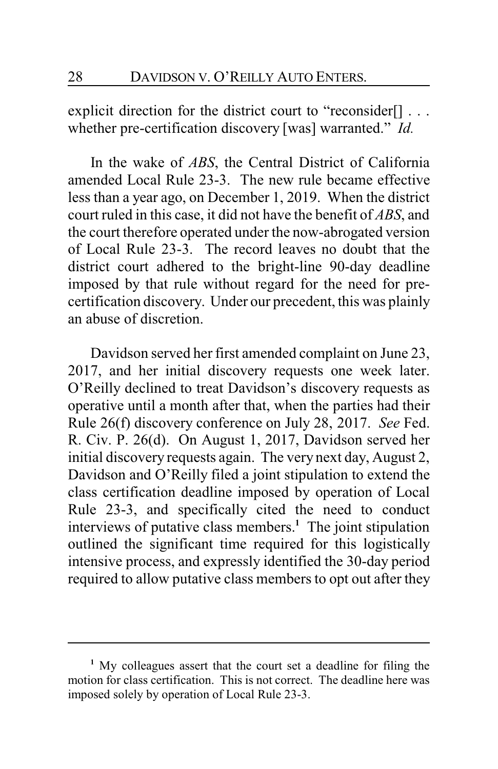explicit direction for the district court to "reconsider[] . . . whether pre-certification discovery [was] warranted." *Id.*

In the wake of *ABS*, the Central District of California amended Local Rule 23-3. The new rule became effective less than a year ago, on December 1, 2019. When the district court ruled in this case, it did not have the benefit of *ABS*, and the court therefore operated under the now-abrogated version of Local Rule 23-3. The record leaves no doubt that the district court adhered to the bright-line 90-day deadline imposed by that rule without regard for the need for pre-certification discovery. Under our precedent, this was plainly an abuse of discretion.

Davidson served her first amended complaint on June 23, 2017, and her initial discovery requests one week later. O'Reilly declined to treat Davidson's discovery requests as operative until a month after that, when the parties had their Rule 26(f) discovery conference on July 28, 2017. *See* Fed. R. Civ. P. 26(d). On August 1, 2017, Davidson served her initial discovery requests again. The very next day, August 2, Davidson and O'Reilly filed a joint stipulation to extend the class certification deadline imposed by operation of Local Rule 23-3, and specifically cited the need to conduct interviews of putative class members.[1] The joint stipulation outlined the significant time required for this logistically intensive process, and expressly identified the 30-day period required to allow putative class members to opt out after they

[1] My colleagues assert that the court set a deadline for filing the motion for class certification. This is not correct. The deadline here was imposed solely by operation of Local Rule 23-3.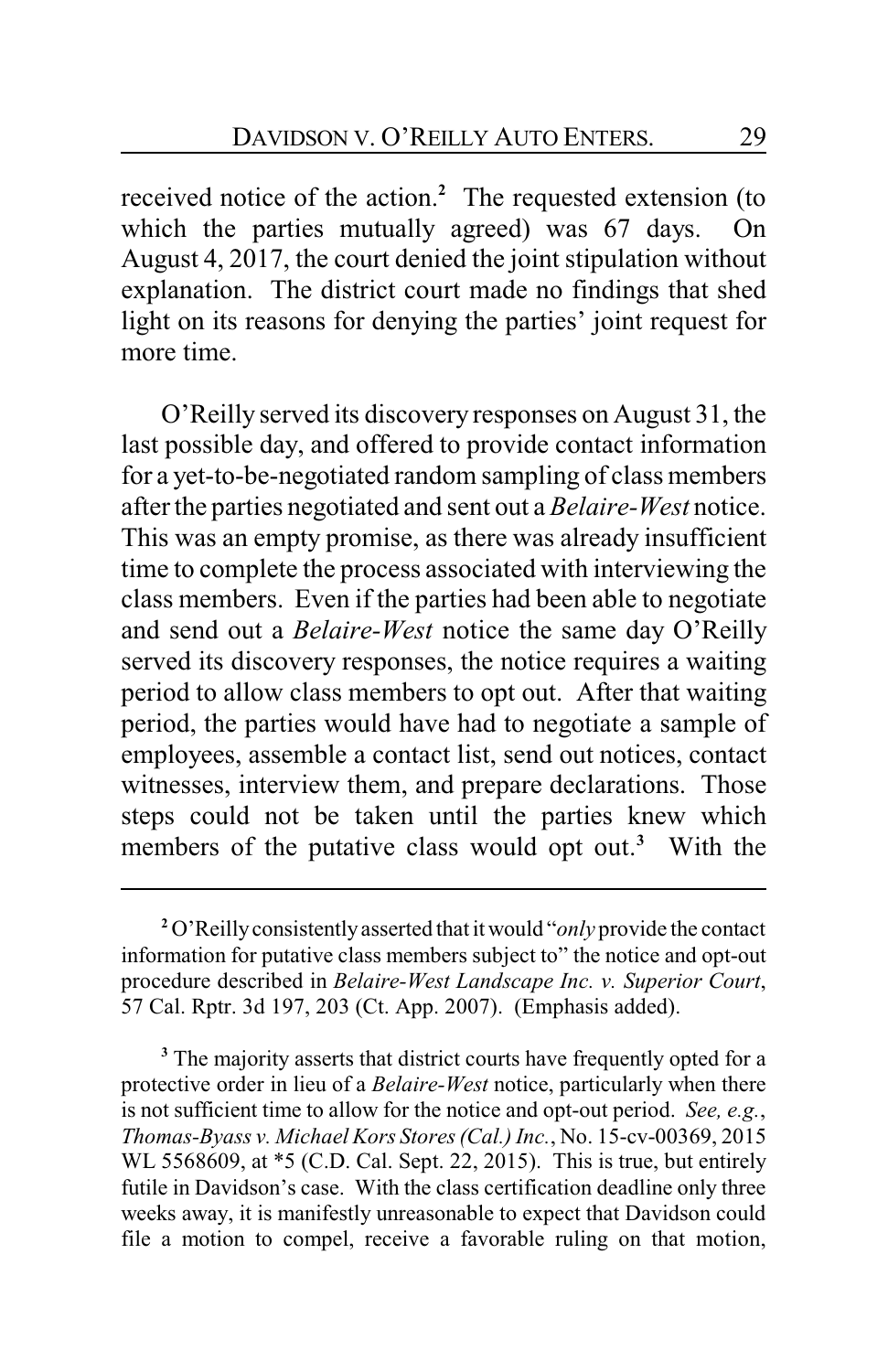received notice of the action.[2] The requested extension (to which the parties mutually agreed) was 67 days. On August 4, 2017, the court denied the joint stipulation without explanation. The district court made no findings that shed light on its reasons for denying the parties' joint request for more time.

O'Reilly served its discovery responses on August 31, the last possible day, and offered to provide contact information for a yet-to-be-negotiated random sampling of class members after the parties negotiated and sent out a *Belaire-West* notice. This was an empty promise, as there was already insufficient time to complete the process associated with interviewing the class members. Even if the parties had been able to negotiate and send out a *Belaire-West* notice the same day O'Reilly served its discovery responses, the notice requires a waiting period to allow class members to opt out. After that waiting period, the parties would have had to negotiate a sample of employees, assemble a contact list, send out notices, contact witnesses, interview them, and prepare declarations. Those steps could not be taken until the parties knew which members of the putative class would opt out.[3] With the

---

[2] O'Reilly consistently asserted that it would "*only* provide the contact information for putative class members subject to" the notice and opt-out procedure described in *Belaire-West Landscape Inc. v. Superior Court*, 57 Cal. Rptr. 3d 197, 203 (Ct. App. 2007). (Emphasis added).

[3] The majority asserts that district courts have frequently opted for a protective order in lieu of a *Belaire-West* notice, particularly when there is not sufficient time to allow for the notice and opt-out period. *See, e.g.*, *Thomas-Byass v. Michael Kors Stores (Cal.) Inc.*, No. 15-cv-00369, 2015 WL 5568609, at *5 (C.D. Cal. Sept. 22, 2015). This is true, but entirely futile in Davidson's case. With the class certification deadline only three weeks away, it is manifestly unreasonable to expect that Davidson could file a motion to compel, receive a favorable ruling on that motion,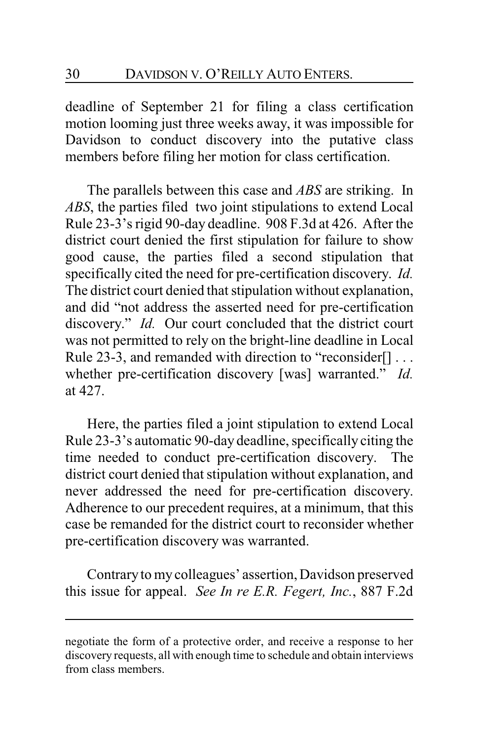deadline of September 21 for filing a class certification motion looming just three weeks away, it was impossible for Davidson to conduct discovery into the putative class members before filing her motion for class certification.

The parallels between this case and *ABS* are striking. In *ABS*, the parties filed two joint stipulations to extend Local Rule 23-3's rigid 90-day deadline. 908 F.3d at 426. After the district court denied the first stipulation for failure to show good cause, the parties filed a second stipulation that specifically cited the need for pre-certification discovery. *Id.* The district court denied that stipulation without explanation, and did "not address the asserted need for pre-certification discovery." *Id.* Our court concluded that the district court was not permitted to rely on the bright-line deadline in Local Rule 23-3, and remanded with direction to "reconsider[] . . . whether pre-certification discovery [was] warranted." *Id.* at 427.

Here, the parties filed a joint stipulation to extend Local Rule 23-3's automatic 90-day deadline, specifically citing the time needed to conduct pre-certification discovery. The district court denied that stipulation without explanation, and never addressed the need for pre-certification discovery. Adherence to our precedent requires, at a minimum, that this case be remanded for the district court to reconsider whether pre-certification discovery was warranted.

Contrary to my colleagues' assertion, Davidson preserved this issue for appeal. *See In re E.R. Fegert, Inc.*, 887 F.2d

---

negotiate the form of a protective order, and receive a response to her discovery requests, all with enough time to schedule and obtain interviews from class members.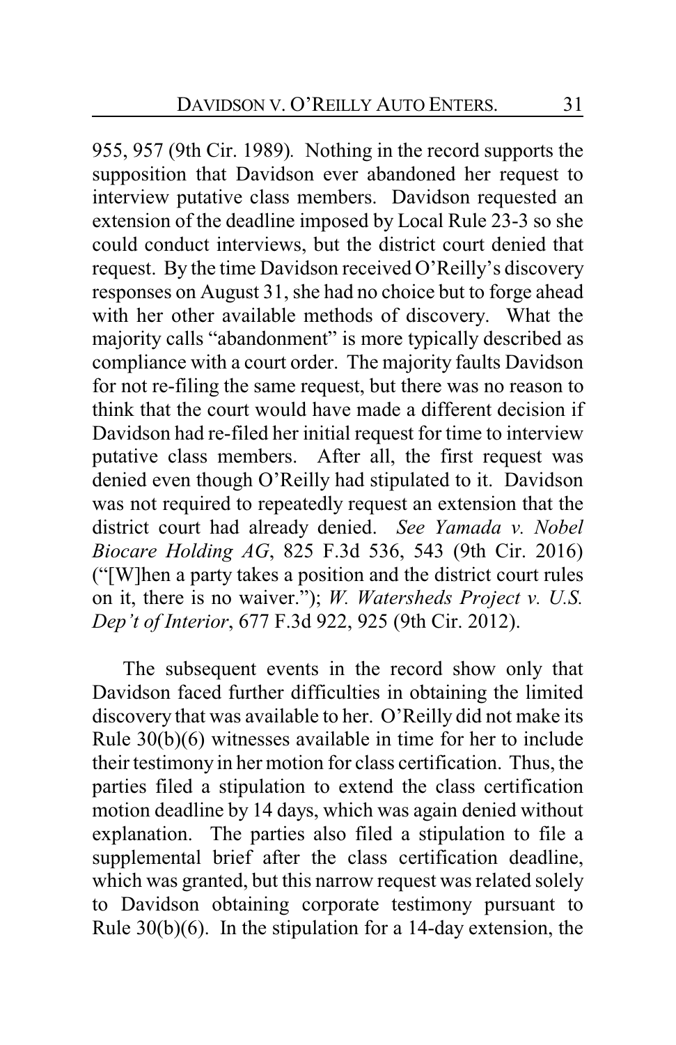955, 957 (9th Cir. 1989). Nothing in the record supports the supposition that Davidson ever abandoned her request to interview putative class members. Davidson requested an extension of the deadline imposed by Local Rule 23-3 so she could conduct interviews, but the district court denied that request. By the time Davidson received O'Reilly's discovery responses on August 31, she had no choice but to forge ahead with her other available methods of discovery. What the majority calls "abandonment" is more typically described as compliance with a court order. The majority faults Davidson for not re-filing the same request, but there was no reason to think that the court would have made a different decision if Davidson had re-filed her initial request for time to interview putative class members. After all, the first request was denied even though O'Reilly had stipulated to it. Davidson was not required to repeatedly request an extension that the district court had already denied. *See Yamada v. Nobel Biocare Holding AG*, 825 F.3d 536, 543 (9th Cir. 2016) ("[W]hen a party takes a position and the district court rules on it, there is no waiver."); *W. Watersheds Project v. U.S. Dep't of Interior*, 677 F.3d 922, 925 (9th Cir. 2012).

The subsequent events in the record show only that Davidson faced further difficulties in obtaining the limited discovery that was available to her. O'Reilly did not make its Rule 30(b)(6) witnesses available in time for her to include their testimony in her motion for class certification. Thus, the parties filed a stipulation to extend the class certification motion deadline by 14 days, which was again denied without explanation. The parties also filed a stipulation to file a supplemental brief after the class certification deadline, which was granted, but this narrow request was related solely to Davidson obtaining corporate testimony pursuant to Rule 30(b)(6). In the stipulation for a 14-day extension, the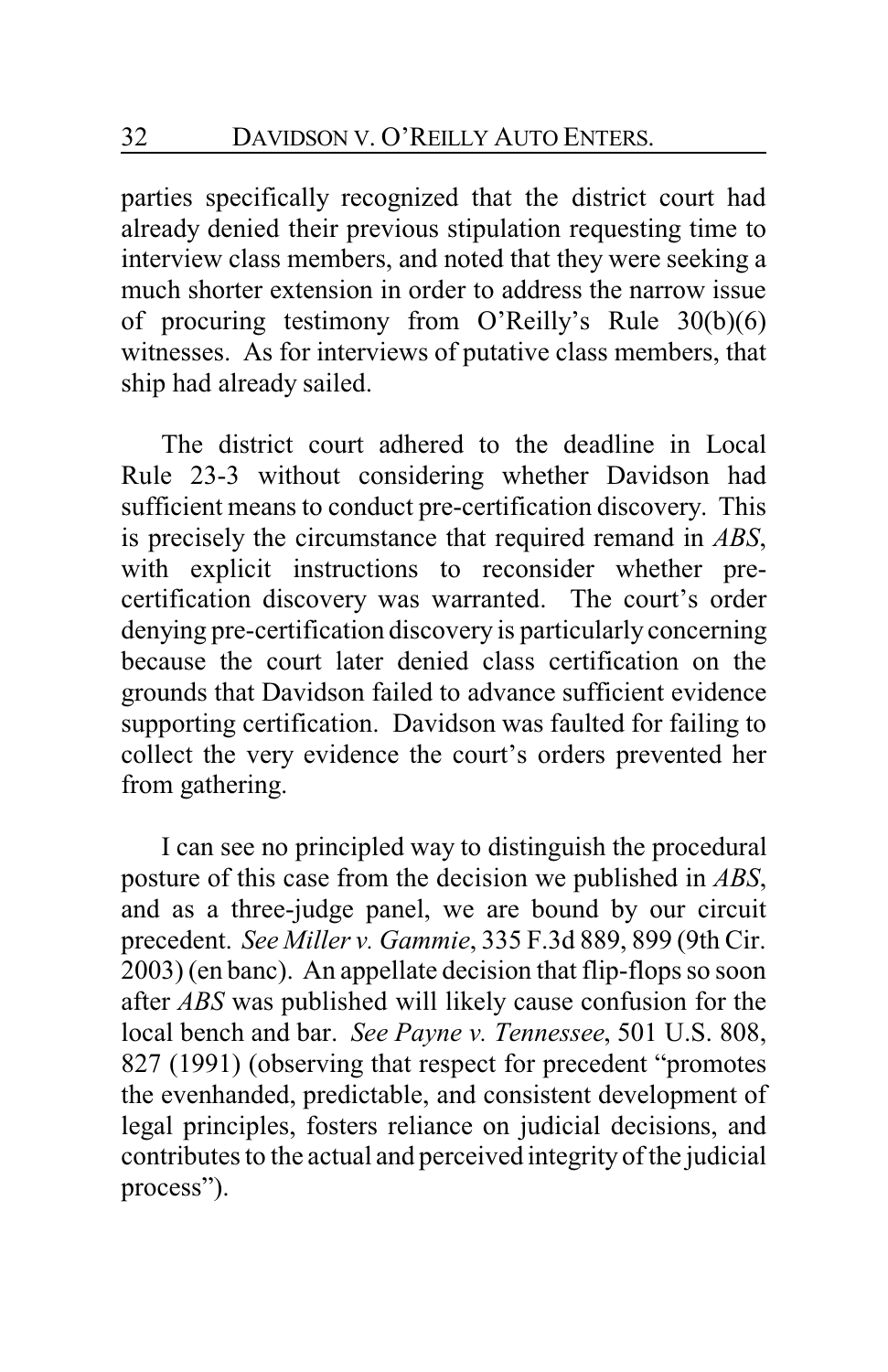parties specifically recognized that the district court had already denied their previous stipulation requesting time to interview class members, and noted that they were seeking a much shorter extension in order to address the narrow issue of procuring testimony from O'Reilly's Rule 30(b)(6) witnesses. As for interviews of putative class members, that ship had already sailed.

The district court adhered to the deadline in Local Rule 23-3 without considering whether Davidson had sufficient means to conduct pre-certification discovery. This is precisely the circumstance that required remand in *ABS*, with explicit instructions to reconsider whether pre-certification discovery was warranted. The court's order denying pre-certification discovery is particularly concerning because the court later denied class certification on the grounds that Davidson failed to advance sufficient evidence supporting certification. Davidson was faulted for failing to collect the very evidence the court's orders prevented her from gathering.

I can see no principled way to distinguish the procedural posture of this case from the decision we published in *ABS*, and as a three-judge panel, we are bound by our circuit precedent. *See Miller v. Gammie*, 335 F.3d 889, 899 (9th Cir. 2003) (en banc). An appellate decision that flip-flops so soon after *ABS* was published will likely cause confusion for the local bench and bar. *See Payne v. Tennessee*, 501 U.S. 808, 827 (1991) (observing that respect for precedent "promotes the evenhanded, predictable, and consistent development of legal principles, fosters reliance on judicial decisions, and contributes to the actual and perceived integrity of the judicial process").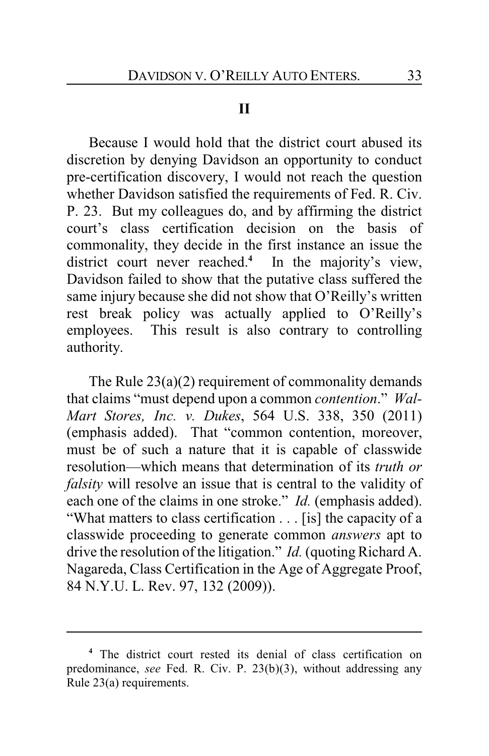## II

Because I would hold that the district court abused its discretion by denying Davidson an opportunity to conduct pre-certification discovery, I would not reach the question whether Davidson satisfied the requirements of Fed. R. Civ. P. 23. But my colleagues do, and by affirming the district court's class certification decision on the basis of commonality, they decide in the first instance an issue the district court never reached.[4] In the majority's view, Davidson failed to show that the putative class suffered the same injury because she did not show that O'Reilly's written rest break policy was actually applied to O'Reilly's employees. This result is also contrary to controlling authority.

The Rule 23(a)(2) requirement of commonality demands that claims "must depend upon a common *contention*." *Wal-Mart Stores, Inc. v. Dukes*, 564 U.S. 338, 350 (2011) (emphasis added). That "common contention, moreover, must be of such a nature that it is capable of classwide resolution—which means that determination of its *truth or falsity* will resolve an issue that is central to the validity of each one of the claims in one stroke." *Id.* (emphasis added). "What matters to class certification . . . [is] the capacity of a classwide proceeding to generate common *answers* apt to drive the resolution of the litigation." *Id.* (quoting Richard A. Nagareda, Class Certification in the Age of Aggregate Proof, 84 N.Y.U. L. Rev. 97, 132 (2009)).

---

[4] The district court rested its denial of class certification on predominance, *see* Fed. R. Civ. P. 23(b)(3), without addressing any Rule 23(a) requirements.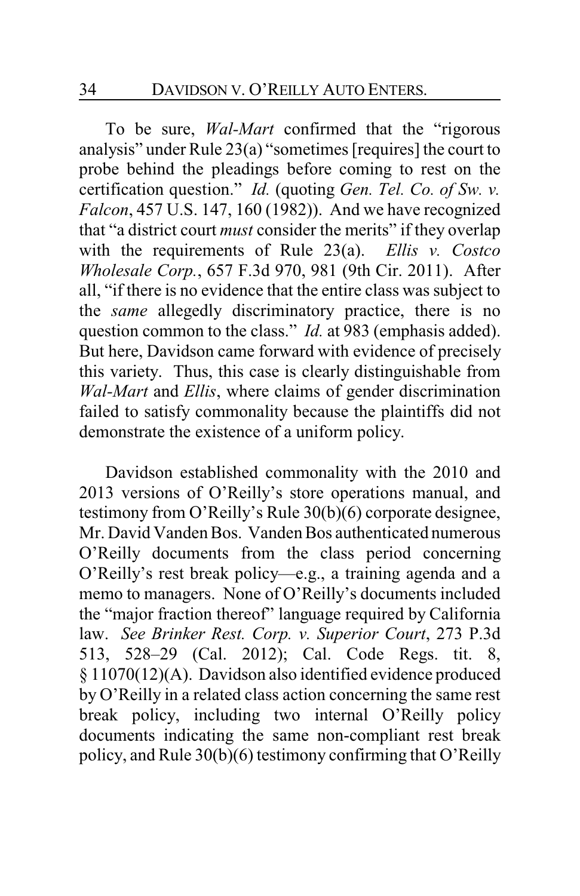To be sure, *Wal-Mart* confirmed that the "rigorous analysis" under Rule 23(a) "sometimes [requires] the court to probe behind the pleadings before coming to rest on the certification question." *Id.* (quoting *Gen. Tel. Co. of Sw. v. Falcon*, 457 U.S. 147, 160 (1982)). And we have recognized that "a district court *must* consider the merits" if they overlap with the requirements of Rule 23(a). *Ellis v. Costco Wholesale Corp.*, 657 F.3d 970, 981 (9th Cir. 2011). After all, "if there is no evidence that the entire class was subject to the *same* allegedly discriminatory practice, there is no question common to the class." *Id.* at 983 (emphasis added). But here, Davidson came forward with evidence of precisely this variety. Thus, this case is clearly distinguishable from *Wal-Mart* and *Ellis*, where claims of gender discrimination failed to satisfy commonality because the plaintiffs did not demonstrate the existence of a uniform policy.

Davidson established commonality with the 2010 and 2013 versions of O'Reilly's store operations manual, and testimony from O'Reilly's Rule 30(b)(6) corporate designee, Mr. David Vanden Bos. Vanden Bos authenticated numerous O'Reilly documents from the class period concerning O'Reilly's rest break policy—e.g., a training agenda and a memo to managers. None of O'Reilly's documents included the "major fraction thereof" language required by California law. *See Brinker Rest. Corp. v. Superior Court*, 273 P.3d 513, 528–29 (Cal. 2012); Cal. Code Regs. tit. 8, § 11070(12)(A). Davidson also identified evidence produced by O'Reilly in a related class action concerning the same rest break policy, including two internal O'Reilly policy documents indicating the same non-compliant rest break policy, and Rule 30(b)(6) testimony confirming that O'Reilly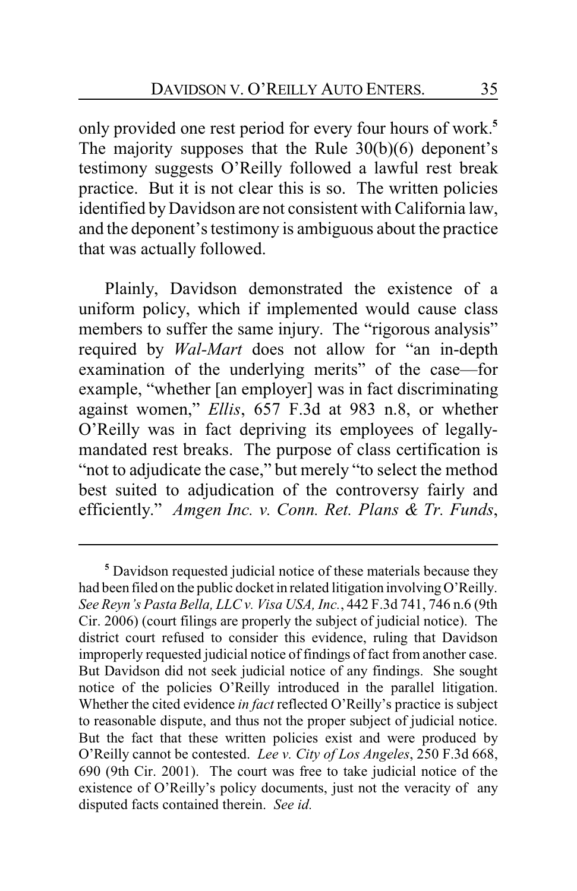only provided one rest period for every four hours of work.[5] The majority supposes that the Rule 30(b)(6) deponent's testimony suggests O'Reilly followed a lawful rest break practice. But it is not clear this is so. The written policies identified by Davidson are not consistent with California law, and the deponent's testimony is ambiguous about the practice that was actually followed.

Plainly, Davidson demonstrated the existence of a uniform policy, which if implemented would cause class members to suffer the same injury. The "rigorous analysis" required by *Wal-Mart* does not allow for "an in-depth examination of the underlying merits" of the case—for example, "whether [an employer] was in fact discriminating against women," *Ellis*, 657 F.3d at 983 n.8, or whether O'Reilly was in fact depriving its employees of legally-mandated rest breaks. The purpose of class certification is "not to adjudicate the case," but merely "to select the method best suited to adjudication of the controversy fairly and efficiently." *Amgen Inc. v. Conn. Ret. Plans & Tr. Funds*,

---

[5] Davidson requested judicial notice of these materials because they had been filed on the public docket in related litigation involving O'Reilly. *See Reyn's Pasta Bella, LLC v. Visa USA, Inc.*, 442 F.3d 741, 746 n.6 (9th Cir. 2006) (court filings are properly the subject of judicial notice). The district court refused to consider this evidence, ruling that Davidson improperly requested judicial notice of findings of fact from another case. But Davidson did not seek judicial notice of any findings. She sought notice of the policies O'Reilly introduced in the parallel litigation. Whether the cited evidence *in fact* reflected O'Reilly's practice is subject to reasonable dispute, and thus not the proper subject of judicial notice. But the fact that these written policies exist and were produced by O'Reilly cannot be contested. *Lee v. City of Los Angeles*, 250 F.3d 668, 690 (9th Cir. 2001). The court was free to take judicial notice of the existence of O'Reilly's policy documents, just not the veracity of any disputed facts contained therein. *See id.*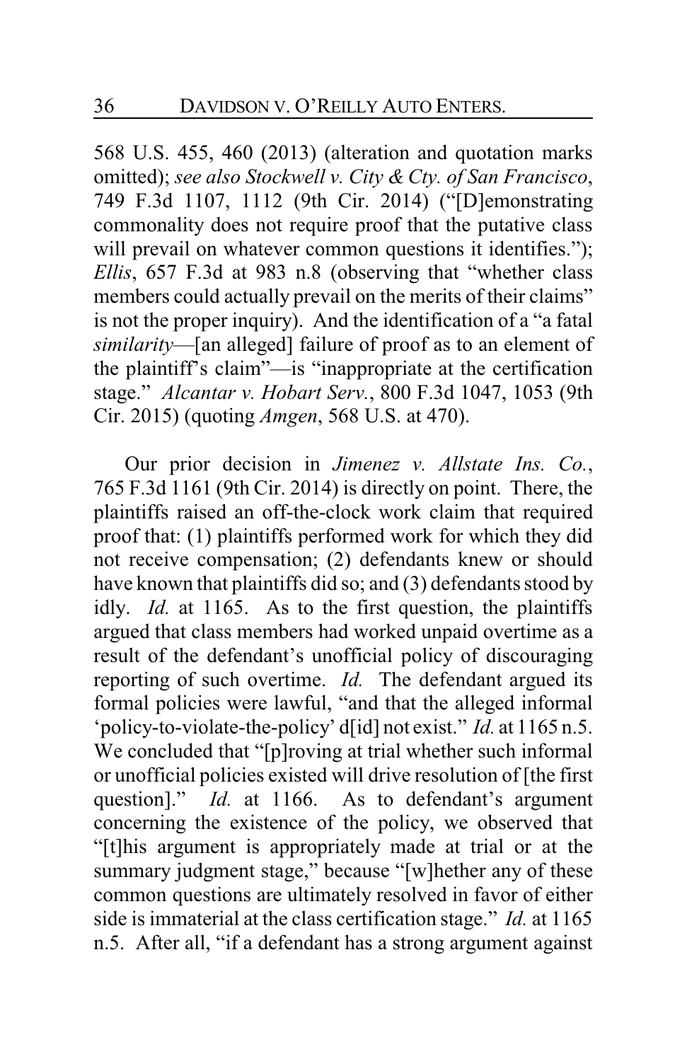568 U.S. 455, 460 (2013) (alteration and quotation marks omitted); *see also Stockwell v. City & Cty. of San Francisco*, 749 F.3d 1107, 1112 (9th Cir. 2014) ("[D]emonstrating commonality does not require proof that the putative class will prevail on whatever common questions it identifies."); *Ellis*, 657 F.3d at 983 n.8 (observing that "whether class members could actually prevail on the merits of their claims" is not the proper inquiry). And the identification of a "a fatal *similarity*—[an alleged] failure of proof as to an element of the plaintiff's claim"—is "inappropriate at the certification stage." *Alcantar v. Hobart Serv.*, 800 F.3d 1047, 1053 (9th Cir. 2015) (quoting *Amgen*, 568 U.S. at 470).

Our prior decision in *Jimenez v. Allstate Ins. Co.*, 765 F.3d 1161 (9th Cir. 2014) is directly on point. There, the plaintiffs raised an off-the-clock work claim that required proof that: (1) plaintiffs performed work for which they did not receive compensation; (2) defendants knew or should have known that plaintiffs did so; and (3) defendants stood by idly. *Id.* at 1165. As to the first question, the plaintiffs argued that class members had worked unpaid overtime as a result of the defendant's unofficial policy of discouraging reporting of such overtime. *Id.* The defendant argued its formal policies were lawful, "and that the alleged informal 'policy-to-violate-the-policy' d[id] not exist." *Id.* at 1165 n.5. We concluded that "[p]roving at trial whether such informal or unofficial policies existed will drive resolution of [the first question]." *Id.* at 1166. As to defendant's argument concerning the existence of the policy, we observed that "[t]his argument is appropriately made at trial or at the summary judgment stage," because "[w]hether any of these common questions are ultimately resolved in favor of either side is immaterial at the class certification stage." *Id.* at 1165 n.5. After all, "if a defendant has a strong argument against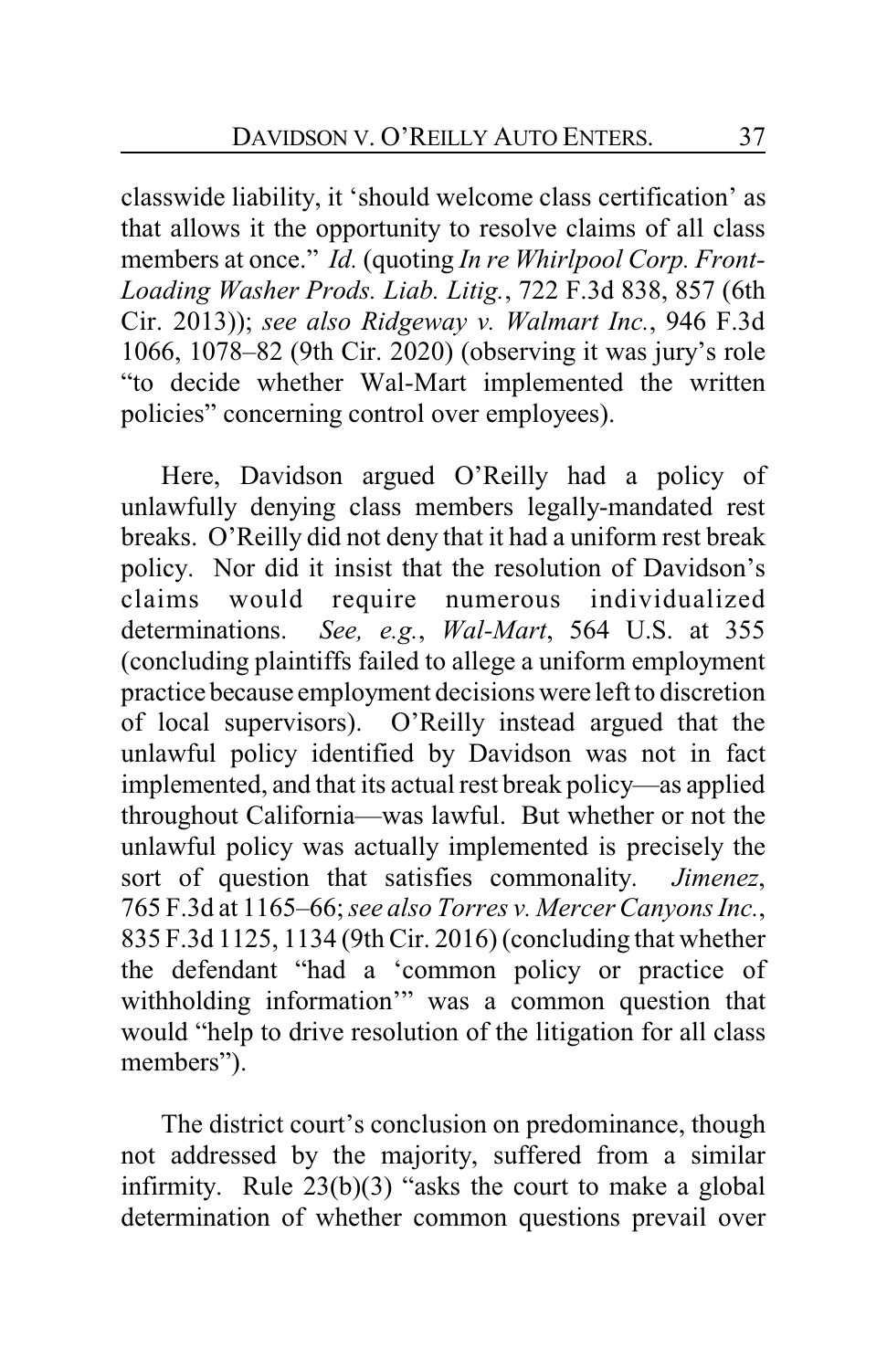classwide liability, it 'should welcome class certification' as that allows it the opportunity to resolve claims of all class members at once." *Id.* (quoting *In re Whirlpool Corp. Front-Loading Washer Prods. Liab. Litig.*, 722 F.3d 838, 857 (6th Cir. 2013)); *see also Ridgeway v. Walmart Inc.*, 946 F.3d 1066, 1078–82 (9th Cir. 2020) (observing it was jury's role "to decide whether Wal-Mart implemented the written policies" concerning control over employees).

Here, Davidson argued O'Reilly had a policy of unlawfully denying class members legally-mandated rest breaks. O'Reilly did not deny that it had a uniform rest break policy. Nor did it insist that the resolution of Davidson's claims would require numerous individualized determinations. *See, e.g.*, *Wal-Mart*, 564 U.S. at 355 (concluding plaintiffs failed to allege a uniform employment practice because employment decisions were left to discretion of local supervisors). O'Reilly instead argued that the unlawful policy identified by Davidson was not in fact implemented, and that its actual rest break policy—as applied throughout California—was lawful. But whether or not the unlawful policy was actually implemented is precisely the sort of question that satisfies commonality. *Jimenez*, 765 F.3d at 1165–66; *see also Torres v. Mercer Canyons Inc.*, 835 F.3d 1125, 1134 (9th Cir. 2016) (concluding that whether the defendant "had a 'common policy or practice of withholding information'" was a common question that would "help to drive resolution of the litigation for all class members").

The district court's conclusion on predominance, though not addressed by the majority, suffered from a similar infirmity. Rule 23(b)(3) "asks the court to make a global determination of whether common questions prevail over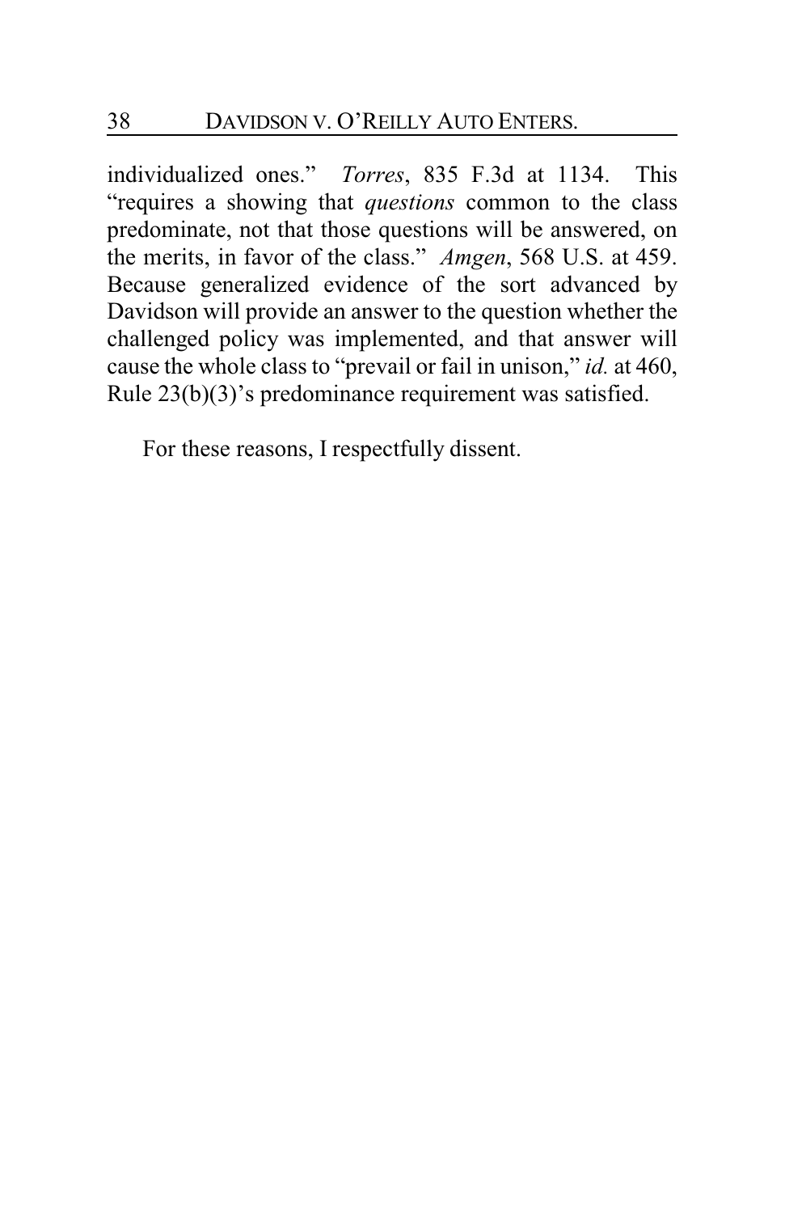individualized ones." *Torres*, 835 F.3d at 1134. This "requires a showing that *questions* common to the class predominate, not that those questions will be answered, on the merits, in favor of the class." *Amgen*, 568 U.S. at 459. Because generalized evidence of the sort advanced by Davidson will provide an answer to the question whether the challenged policy was implemented, and that answer will cause the whole class to "prevail or fail in unison," *id.* at 460, Rule 23(b)(3)'s predominance requirement was satisfied.

For these reasons, I respectfully dissent.